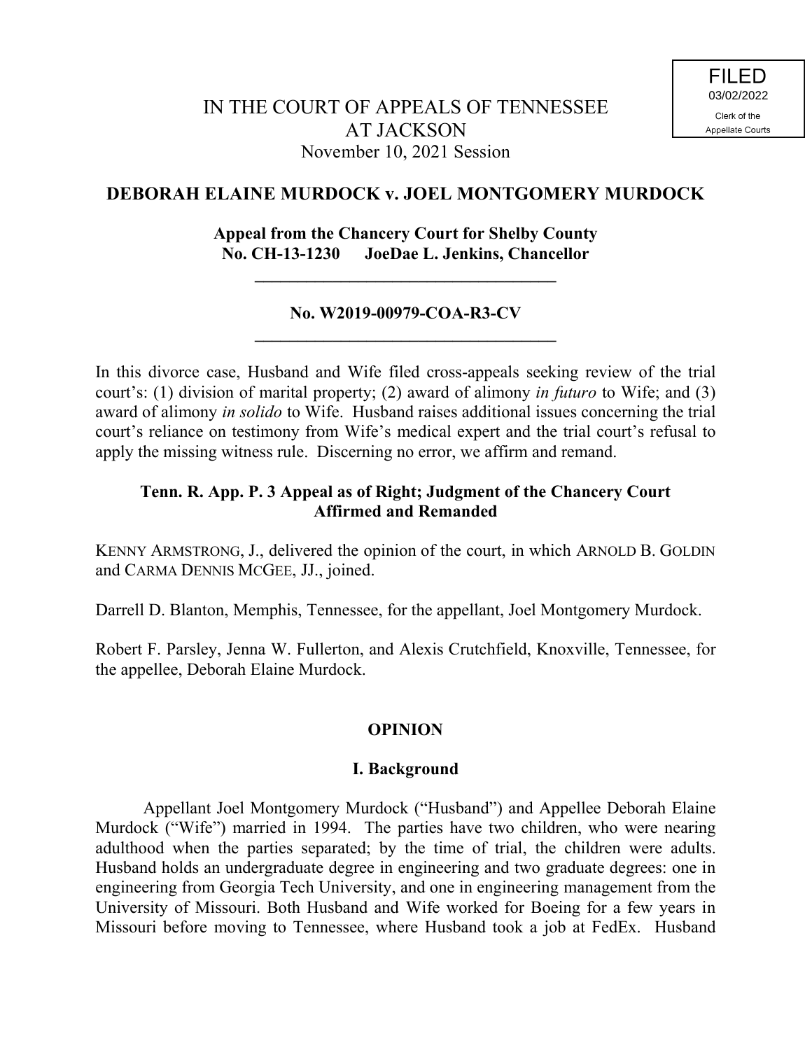FILED
03/02/2022
Clerk of the
Appellate Courts

IN THE COURT OF APPEALS OF TENNESSEE
AT JACKSON
November 10, 2021 Session

## DEBORAH ELAINE MURDOCK v. JOEL MONTGOMERY MURDOCK

**Appeal from the Chancery Court for Shelby County**
**No. CH-13-1230 JoeDae L. Jenkins, Chancellor**

---

**No. W2019-00979-COA-R3-CV**

---

In this divorce case, Husband and Wife filed cross-appeals seeking review of the trial court's: (1) division of marital property; (2) award of alimony *in futuro* to Wife; and (3) award of alimony *in solido* to Wife. Husband raises additional issues concerning the trial court's reliance on testimony from Wife's medical expert and the trial court's refusal to apply the missing witness rule. Discerning no error, we affirm and remand.

**Tenn. R. App. P. 3 Appeal as of Right; Judgment of the Chancery Court Affirmed and Remanded**

KENNY ARMSTRONG, J., delivered the opinion of the court, in which ARNOLD B. GOLDIN and CARMA DENNIS MCGEE, JJ., joined.

Darrell D. Blanton, Memphis, Tennessee, for the appellant, Joel Montgomery Murdock.

Robert F. Parsley, Jenna W. Fullerton, and Alexis Crutchfield, Knoxville, Tennessee, for the appellee, Deborah Elaine Murdock.

## OPINION

### I. Background

Appellant Joel Montgomery Murdock ("Husband") and Appellee Deborah Elaine Murdock ("Wife") married in 1994. The parties have two children, who were nearing adulthood when the parties separated; by the time of trial, the children were adults. Husband holds an undergraduate degree in engineering and two graduate degrees: one in engineering from Georgia Tech University, and one in engineering management from the University of Missouri. Both Husband and Wife worked for Boeing for a few years in Missouri before moving to Tennessee, where Husband took a job at FedEx. Husband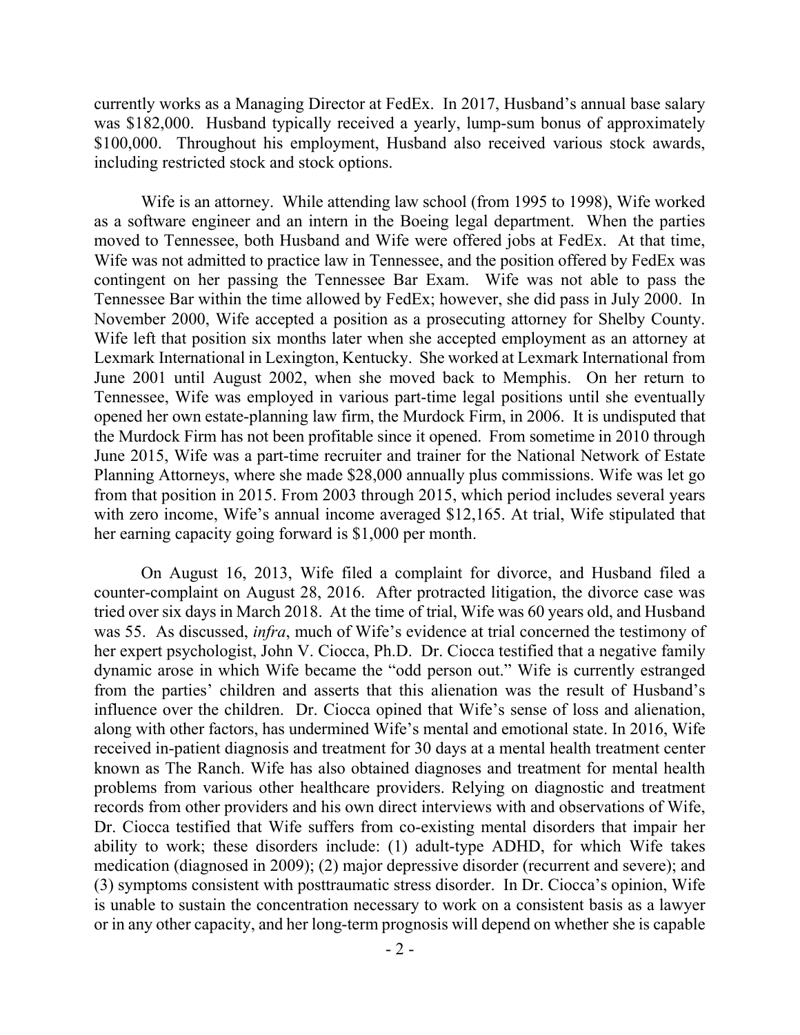currently works as a Managing Director at FedEx. In 2017, Husband's annual base salary was $182,000. Husband typically received a yearly, lump-sum bonus of approximately $100,000. Throughout his employment, Husband also received various stock awards, including restricted stock and stock options.

Wife is an attorney. While attending law school (from 1995 to 1998), Wife worked as a software engineer and an intern in the Boeing legal department. When the parties moved to Tennessee, both Husband and Wife were offered jobs at FedEx. At that time, Wife was not admitted to practice law in Tennessee, and the position offered by FedEx was contingent on her passing the Tennessee Bar Exam. Wife was not able to pass the Tennessee Bar within the time allowed by FedEx; however, she did pass in July 2000. In November 2000, Wife accepted a position as a prosecuting attorney for Shelby County. Wife left that position six months later when she accepted employment as an attorney at Lexmark International in Lexington, Kentucky. She worked at Lexmark International from June 2001 until August 2002, when she moved back to Memphis. On her return to Tennessee, Wife was employed in various part-time legal positions until she eventually opened her own estate-planning law firm, the Murdock Firm, in 2006. It is undisputed that the Murdock Firm has not been profitable since it opened. From sometime in 2010 through June 2015, Wife was a part-time recruiter and trainer for the National Network of Estate Planning Attorneys, where she made $28,000 annually plus commissions. Wife was let go from that position in 2015. From 2003 through 2015, which period includes several years with zero income, Wife's annual income averaged $12,165. At trial, Wife stipulated that her earning capacity going forward is $1,000 per month.

On August 16, 2013, Wife filed a complaint for divorce, and Husband filed a counter-complaint on August 28, 2016. After protracted litigation, the divorce case was tried over six days in March 2018. At the time of trial, Wife was 60 years old, and Husband was 55. As discussed, *infra*, much of Wife's evidence at trial concerned the testimony of her expert psychologist, John V. Ciocca, Ph.D. Dr. Ciocca testified that a negative family dynamic arose in which Wife became the "odd person out." Wife is currently estranged from the parties' children and asserts that this alienation was the result of Husband's influence over the children. Dr. Ciocca opined that Wife's sense of loss and alienation, along with other factors, has undermined Wife's mental and emotional state. In 2016, Wife received in-patient diagnosis and treatment for 30 days at a mental health treatment center known as The Ranch. Wife has also obtained diagnoses and treatment for mental health problems from various other healthcare providers. Relying on diagnostic and treatment records from other providers and his own direct interviews with and observations of Wife, Dr. Ciocca testified that Wife suffers from co-existing mental disorders that impair her ability to work; these disorders include: (1) adult-type ADHD, for which Wife takes medication (diagnosed in 2009); (2) major depressive disorder (recurrent and severe); and (3) symptoms consistent with posttraumatic stress disorder. In Dr. Ciocca's opinion, Wife is unable to sustain the concentration necessary to work on a consistent basis as a lawyer or in any other capacity, and her long-term prognosis will depend on whether she is capable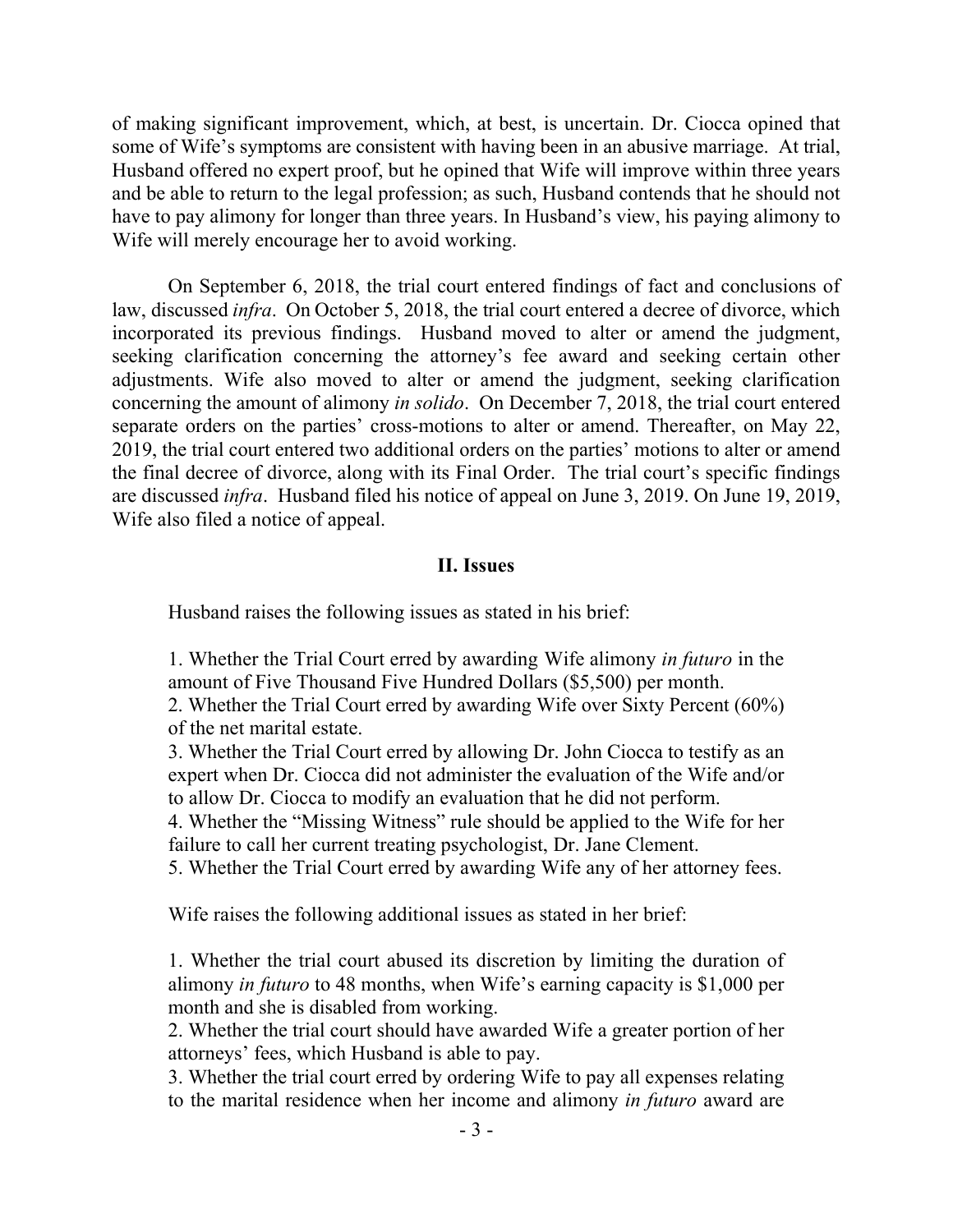of making significant improvement, which, at best, is uncertain. Dr. Ciocca opined that some of Wife's symptoms are consistent with having been in an abusive marriage. At trial, Husband offered no expert proof, but he opined that Wife will improve within three years and be able to return to the legal profession; as such, Husband contends that he should not have to pay alimony for longer than three years. In Husband's view, his paying alimony to Wife will merely encourage her to avoid working.

On September 6, 2018, the trial court entered findings of fact and conclusions of law, discussed *infra*. On October 5, 2018, the trial court entered a decree of divorce, which incorporated its previous findings. Husband moved to alter or amend the judgment, seeking clarification concerning the attorney's fee award and seeking certain other adjustments. Wife also moved to alter or amend the judgment, seeking clarification concerning the amount of alimony *in solido*. On December 7, 2018, the trial court entered separate orders on the parties' cross-motions to alter or amend. Thereafter, on May 22, 2019, the trial court entered two additional orders on the parties' motions to alter or amend the final decree of divorce, along with its Final Order. The trial court's specific findings are discussed *infra*. Husband filed his notice of appeal on June 3, 2019. On June 19, 2019, Wife also filed a notice of appeal.

## II. Issues

Husband raises the following issues as stated in his brief:

> 1. Whether the Trial Court erred by awarding Wife alimony *in futuro* in the amount of Five Thousand Five Hundred Dollars ($5,500) per month.
> 2. Whether the Trial Court erred by awarding Wife over Sixty Percent (60%) of the net marital estate.
> 3. Whether the Trial Court erred by allowing Dr. John Ciocca to testify as an expert when Dr. Ciocca did not administer the evaluation of the Wife and/or to allow Dr. Ciocca to modify an evaluation that he did not perform.
> 4. Whether the "Missing Witness" rule should be applied to the Wife for her failure to call her current treating psychologist, Dr. Jane Clement.
> 5. Whether the Trial Court erred by awarding Wife any of her attorney fees.

Wife raises the following additional issues as stated in her brief:

> 1. Whether the trial court abused its discretion by limiting the duration of alimony *in futuro* to 48 months, when Wife's earning capacity is $1,000 per month and she is disabled from working.
> 2. Whether the trial court should have awarded Wife a greater portion of her attorneys' fees, which Husband is able to pay.
> 3. Whether the trial court erred by ordering Wife to pay all expenses relating to the marital residence when her income and alimony *in futuro* award are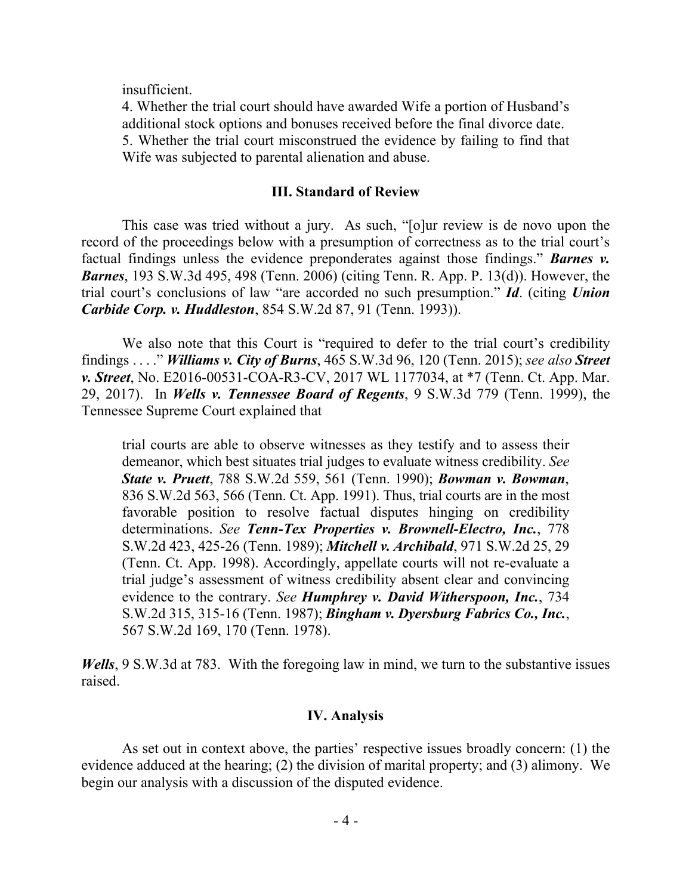insufficient.

4. Whether the trial court should have awarded Wife a portion of Husband's additional stock options and bonuses received before the final divorce date.
5. Whether the trial court misconstrued the evidence by failing to find that Wife was subjected to parental alienation and abuse.

### III. Standard of Review

This case was tried without a jury. As such, "[o]ur review is de novo upon the record of the proceedings below with a presumption of correctness as to the trial court's factual findings unless the evidence preponderates against those findings." ***Barnes v. Barnes***, 193 S.W.3d 495, 498 (Tenn. 2006) (citing Tenn. R. App. P. 13(d)). However, the trial court's conclusions of law "are accorded no such presumption." ***Id***. (citing ***Union Carbide Corp. v. Huddleston***, 854 S.W.2d 87, 91 (Tenn. 1993)).

We also note that this Court is "required to defer to the trial court's credibility findings . . . ." ***Williams v. City of Burns***, 465 S.W.3d 96, 120 (Tenn. 2015); *see also* ***Street v. Street***, No. E2016-00531-COA-R3-CV, 2017 WL 1177034, at *7 (Tenn. Ct. App. Mar. 29, 2017). In ***Wells v. Tennessee Board of Regents***, 9 S.W.3d 779 (Tenn. 1999), the Tennessee Supreme Court explained that

> trial courts are able to observe witnesses as they testify and to assess their demeanor, which best situates trial judges to evaluate witness credibility. *See* ***State v. Pruett***, 788 S.W.2d 559, 561 (Tenn. 1990); ***Bowman v. Bowman***, 836 S.W.2d 563, 566 (Tenn. Ct. App. 1991). Thus, trial courts are in the most favorable position to resolve factual disputes hinging on credibility determinations. *See* ***Tenn-Tex Properties v. Brownell-Electro, Inc.***, 778 S.W.2d 423, 425-26 (Tenn. 1989); ***Mitchell v. Archibald***, 971 S.W.2d 25, 29 (Tenn. Ct. App. 1998). Accordingly, appellate courts will not re-evaluate a trial judge's assessment of witness credibility absent clear and convincing evidence to the contrary. *See* ***Humphrey v. David Witherspoon, Inc.***, 734 S.W.2d 315, 315-16 (Tenn. 1987); ***Bingham v. Dyersburg Fabrics Co., Inc.***, 567 S.W.2d 169, 170 (Tenn. 1978).

***Wells***, 9 S.W.3d at 783. With the foregoing law in mind, we turn to the substantive issues raised.

### IV. Analysis

As set out in context above, the parties' respective issues broadly concern: (1) the evidence adduced at the hearing; (2) the division of marital property; and (3) alimony. We begin our analysis with a discussion of the disputed evidence.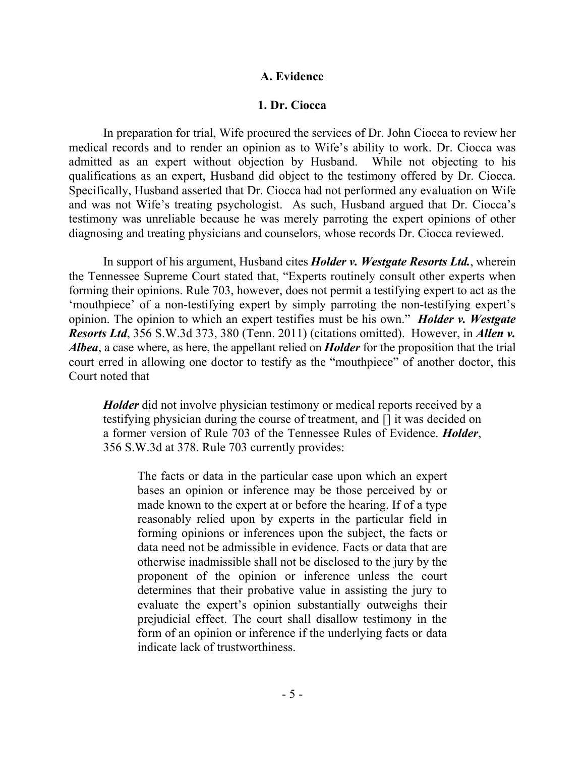## A. Evidence

### 1. Dr. Ciocca

In preparation for trial, Wife procured the services of Dr. John Ciocca to review her medical records and to render an opinion as to Wife's ability to work. Dr. Ciocca was admitted as an expert without objection by Husband. While not objecting to his qualifications as an expert, Husband did object to the testimony offered by Dr. Ciocca. Specifically, Husband asserted that Dr. Ciocca had not performed any evaluation on Wife and was not Wife's treating psychologist. As such, Husband argued that Dr. Ciocca's testimony was unreliable because he was merely parroting the expert opinions of other diagnosing and treating physicians and counselors, whose records Dr. Ciocca reviewed.

In support of his argument, Husband cites ***Holder v. Westgate Resorts Ltd.***, wherein the Tennessee Supreme Court stated that, "Experts routinely consult other experts when forming their opinions. Rule 703, however, does not permit a testifying expert to act as the 'mouthpiece' of a non-testifying expert by simply parroting the non-testifying expert's opinion. The opinion to which an expert testifies must be his own." ***Holder v. Westgate Resorts Ltd***, 356 S.W.3d 373, 380 (Tenn. 2011) (citations omitted). However, in ***Allen v. Albea***, a case where, as here, the appellant relied on ***Holder*** for the proposition that the trial court erred in allowing one doctor to testify as the "mouthpiece" of another doctor, this Court noted that

> ***Holder*** did not involve physician testimony or medical reports received by a testifying physician during the course of treatment, and [] it was decided on a former version of Rule 703 of the Tennessee Rules of Evidence. ***Holder***, 356 S.W.3d at 378. Rule 703 currently provides:
>
> > The facts or data in the particular case upon which an expert bases an opinion or inference may be those perceived by or made known to the expert at or before the hearing. If of a type reasonably relied upon by experts in the particular field in forming opinions or inferences upon the subject, the facts or data need not be admissible in evidence. Facts or data that are otherwise inadmissible shall not be disclosed to the jury by the proponent of the opinion or inference unless the court determines that their probative value in assisting the jury to evaluate the expert's opinion substantially outweighs their prejudicial effect. The court shall disallow testimony in the form of an opinion or inference if the underlying facts or data indicate lack of trustworthiness.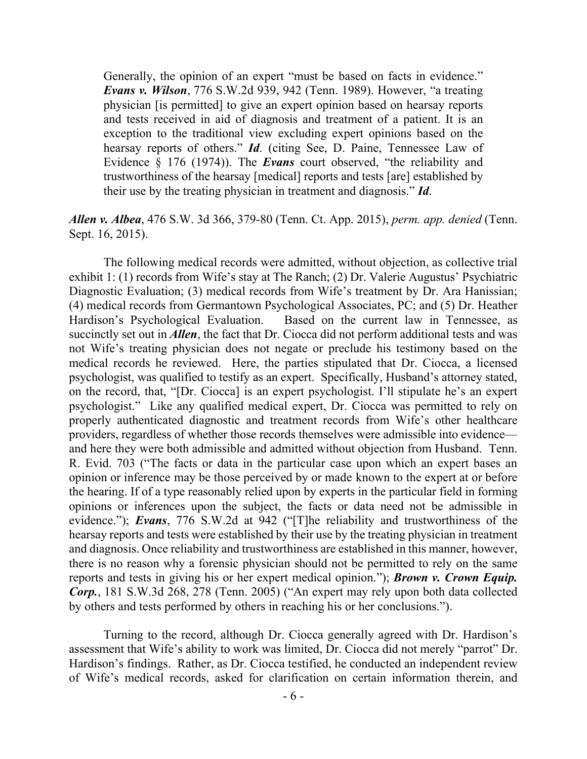> Generally, the opinion of an expert "must be based on facts in evidence." ***Evans v. Wilson***, 776 S.W.2d 939, 942 (Tenn. 1989). However, "a treating physician [is permitted] to give an expert opinion based on hearsay reports and tests received in aid of diagnosis and treatment of a patient. It is an exception to the traditional view excluding expert opinions based on the hearsay reports of others." ***Id***. (citing See, D. Paine, Tennessee Law of Evidence § 176 (1974)). The ***Evans*** court observed, "the reliability and trustworthiness of the hearsay [medical] reports and tests [are] established by their use by the treating physician in treatment and diagnosis." ***Id***.

***Allen v. Albea***, 476 S.W. 3d 366, 379-80 (Tenn. Ct. App. 2015), *perm. app. denied* (Tenn. Sept. 16, 2015).

The following medical records were admitted, without objection, as collective trial exhibit 1: (1) records from Wife's stay at The Ranch; (2) Dr. Valerie Augustus' Psychiatric Diagnostic Evaluation; (3) medical records from Wife's treatment by Dr. Ara Hanissian; (4) medical records from Germantown Psychological Associates, PC; and (5) Dr. Heather Hardison's Psychological Evaluation. Based on the current law in Tennessee, as succinctly set out in ***Allen***, the fact that Dr. Ciocca did not perform additional tests and was not Wife's treating physician does not negate or preclude his testimony based on the medical records he reviewed. Here, the parties stipulated that Dr. Ciocca, a licensed psychologist, was qualified to testify as an expert. Specifically, Husband's attorney stated, on the record, that, "[Dr. Ciocca] is an expert psychologist. I'll stipulate he's an expert psychologist." Like any qualified medical expert, Dr. Ciocca was permitted to rely on properly authenticated diagnostic and treatment records from Wife's other healthcare providers, regardless of whether those records themselves were admissible into evidence—and here they were both admissible and admitted without objection from Husband. Tenn. R. Evid. 703 ("The facts or data in the particular case upon which an expert bases an opinion or inference may be those perceived by or made known to the expert at or before the hearing. If of a type reasonably relied upon by experts in the particular field in forming opinions or inferences upon the subject, the facts or data need not be admissible in evidence."); ***Evans***, 776 S.W.2d at 942 ("[T]he reliability and trustworthiness of the hearsay reports and tests were established by their use by the treating physician in treatment and diagnosis. Once reliability and trustworthiness are established in this manner, however, there is no reason why a forensic physician should not be permitted to rely on the same reports and tests in giving his or her expert medical opinion."); ***Brown v. Crown Equip. Corp.***, 181 S.W.3d 268, 278 (Tenn. 2005) ("An expert may rely upon both data collected by others and tests performed by others in reaching his or her conclusions.").

Turning to the record, although Dr. Ciocca generally agreed with Dr. Hardison's assessment that Wife's ability to work was limited, Dr. Ciocca did not merely "parrot" Dr. Hardison's findings. Rather, as Dr. Ciocca testified, he conducted an independent review of Wife's medical records, asked for clarification on certain information therein, and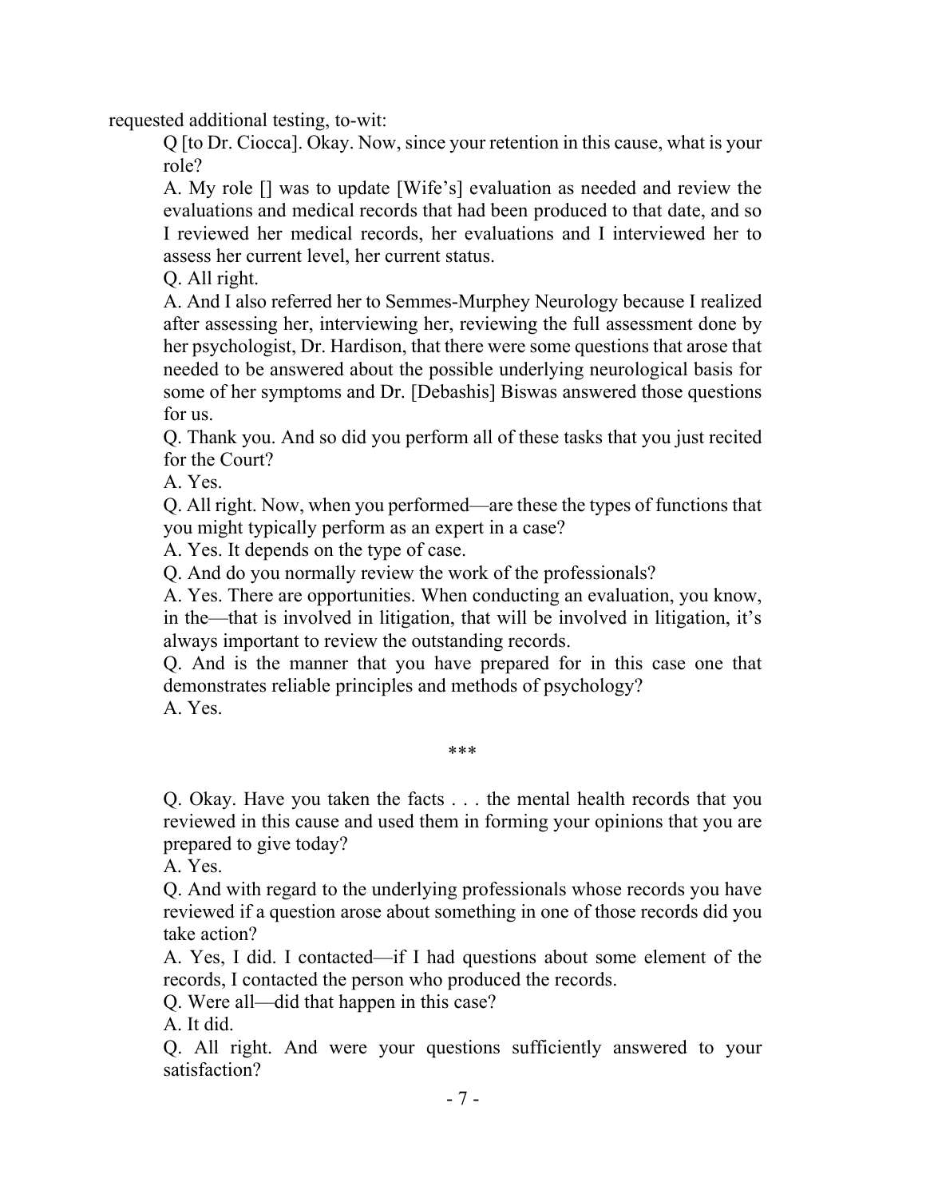requested additional testing, to-wit:

> Q [to Dr. Ciocca]. Okay. Now, since your retention in this cause, what is your role?
>
> A. My role [] was to update [Wife's] evaluation as needed and review the evaluations and medical records that had been produced to that date, and so I reviewed her medical records, her evaluations and I interviewed her to assess her current level, her current status.
>
> Q. All right.
>
> A. And I also referred her to Semmes-Murphey Neurology because I realized after assessing her, interviewing her, reviewing the full assessment done by her psychologist, Dr. Hardison, that there were some questions that arose that needed to be answered about the possible underlying neurological basis for some of her symptoms and Dr. [Debashis] Biswas answered those questions for us.
>
> Q. Thank you. And so did you perform all of these tasks that you just recited for the Court?
>
> A. Yes.
>
> Q. All right. Now, when you performed—are these the types of functions that you might typically perform as an expert in a case?
>
> A. Yes. It depends on the type of case.
>
> Q. And do you normally review the work of the professionals?
>
> A. Yes. There are opportunities. When conducting an evaluation, you know, in the—that is involved in litigation, that will be involved in litigation, it's always important to review the outstanding records.
>
> Q. And is the manner that you have prepared for in this case one that demonstrates reliable principles and methods of psychology?
>
> A. Yes.
>
> \*\*\*
>
> Q. Okay. Have you taken the facts . . . the mental health records that you reviewed in this cause and used them in forming your opinions that you are prepared to give today?
>
> A. Yes.
>
> Q. And with regard to the underlying professionals whose records you have reviewed if a question arose about something in one of those records did you take action?
>
> A. Yes, I did. I contacted—if I had questions about some element of the records, I contacted the person who produced the records.
>
> Q. Were all—did that happen in this case?
>
> A. It did.
>
> Q. All right. And were your questions sufficiently answered to your satisfaction?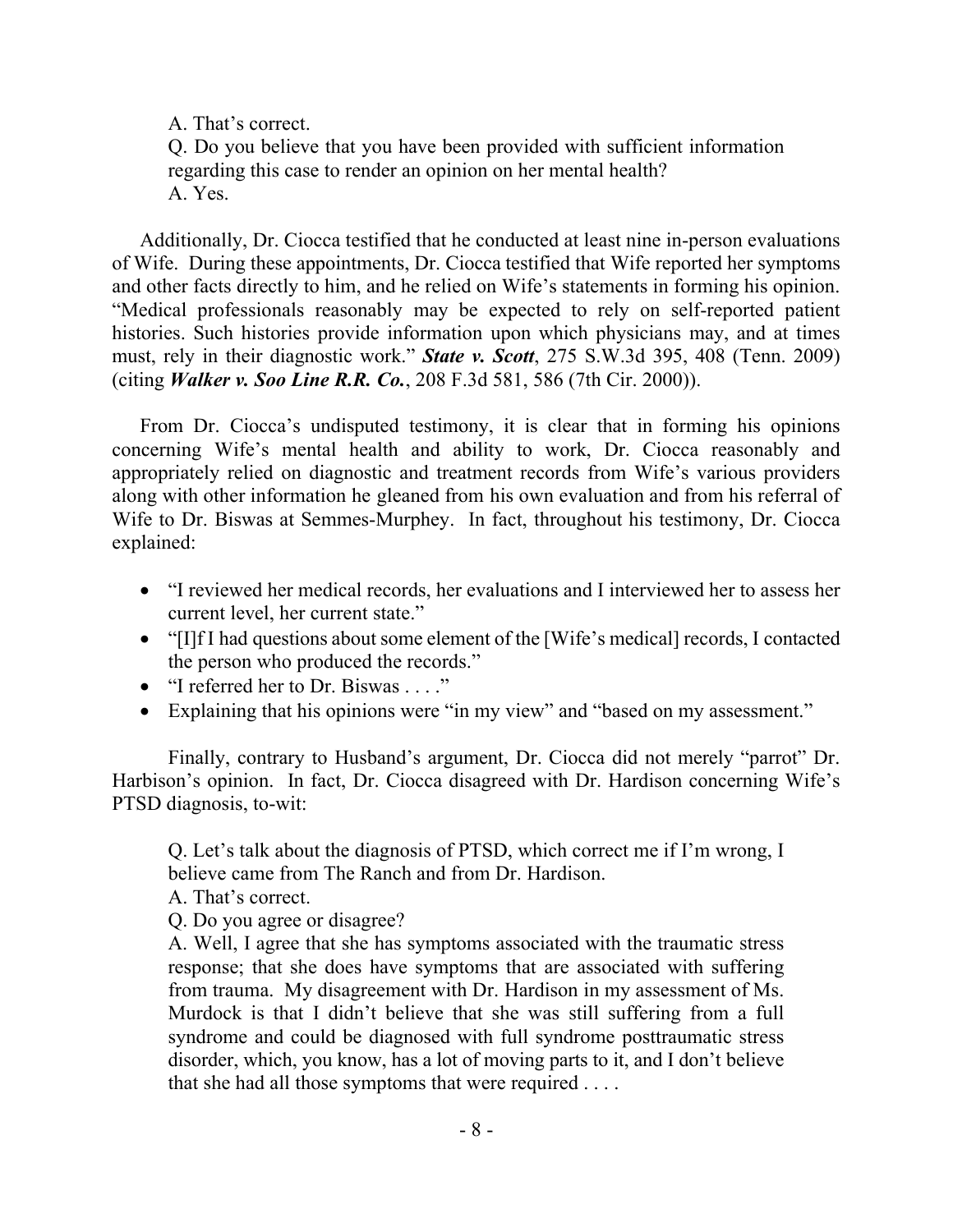A. That's correct.

Q. Do you believe that you have been provided with sufficient information regarding this case to render an opinion on her mental health?

A. Yes.

Additionally, Dr. Ciocca testified that he conducted at least nine in-person evaluations of Wife. During these appointments, Dr. Ciocca testified that Wife reported her symptoms and other facts directly to him, and he relied on Wife's statements in forming his opinion. "Medical professionals reasonably may be expected to rely on self-reported patient histories. Such histories provide information upon which physicians may, and at times must, rely in their diagnostic work." ***State v. Scott***, 275 S.W.3d 395, 408 (Tenn. 2009) (citing ***Walker v. Soo Line R.R. Co.***, 208 F.3d 581, 586 (7th Cir. 2000)).

From Dr. Ciocca's undisputed testimony, it is clear that in forming his opinions concerning Wife's mental health and ability to work, Dr. Ciocca reasonably and appropriately relied on diagnostic and treatment records from Wife's various providers along with other information he gleaned from his own evaluation and from his referral of Wife to Dr. Biswas at Semmes-Murphey. In fact, throughout his testimony, Dr. Ciocca explained:

- "I reviewed her medical records, her evaluations and I interviewed her to assess her current level, her current state."
- "[I]f I had questions about some element of the [Wife's medical] records, I contacted the person who produced the records."
- "I referred her to Dr. Biswas . . . ."
- Explaining that his opinions were "in my view" and "based on my assessment."

Finally, contrary to Husband's argument, Dr. Ciocca did not merely "parrot" Dr. Harbison's opinion. In fact, Dr. Ciocca disagreed with Dr. Hardison concerning Wife's PTSD diagnosis, to-wit:

Q. Let's talk about the diagnosis of PTSD, which correct me if I'm wrong, I believe came from The Ranch and from Dr. Hardison.

A. That's correct.

Q. Do you agree or disagree?

A. Well, I agree that she has symptoms associated with the traumatic stress response; that she does have symptoms that are associated with suffering from trauma. My disagreement with Dr. Hardison in my assessment of Ms. Murdock is that I didn't believe that she was still suffering from a full syndrome and could be diagnosed with full syndrome posttraumatic stress disorder, which, you know, has a lot of moving parts to it, and I don't believe that she had all those symptoms that were required . . . .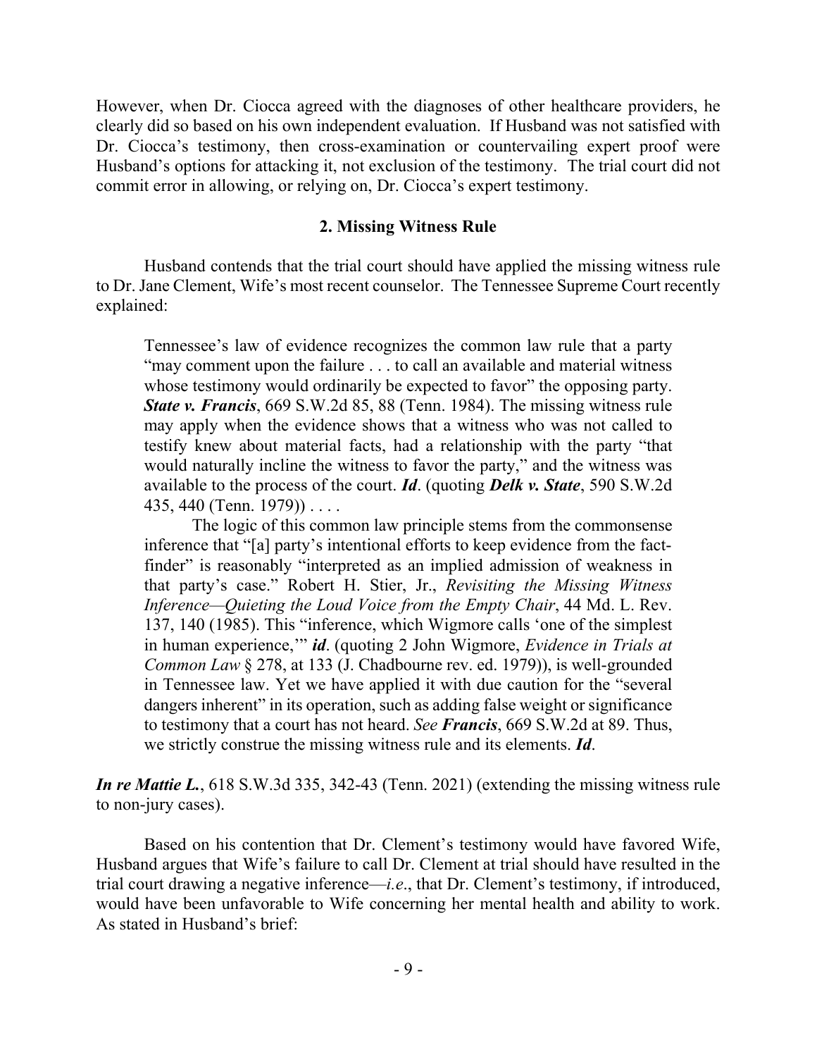However, when Dr. Ciocca agreed with the diagnoses of other healthcare providers, he clearly did so based on his own independent evaluation. If Husband was not satisfied with Dr. Ciocca's testimony, then cross-examination or countervailing expert proof were Husband's options for attacking it, not exclusion of the testimony. The trial court did not commit error in allowing, or relying on, Dr. Ciocca's expert testimony.

### 2. Missing Witness Rule

Husband contends that the trial court should have applied the missing witness rule to Dr. Jane Clement, Wife's most recent counselor. The Tennessee Supreme Court recently explained:

> Tennessee's law of evidence recognizes the common law rule that a party "may comment upon the failure . . . to call an available and material witness whose testimony would ordinarily be expected to favor" the opposing party. ***State v. Francis***, 669 S.W.2d 85, 88 (Tenn. 1984). The missing witness rule may apply when the evidence shows that a witness who was not called to testify knew about material facts, had a relationship with the party "that would naturally incline the witness to favor the party," and the witness was available to the process of the court. ***Id***. (quoting ***Delk v. State***, 590 S.W.2d 435, 440 (Tenn. 1979)) . . . .
>
> The logic of this common law principle stems from the commonsense inference that "[a] party's intentional efforts to keep evidence from the fact-finder" is reasonably "interpreted as an implied admission of weakness in that party's case." Robert H. Stier, Jr., *Revisiting the Missing Witness Inference—Quieting the Loud Voice from the Empty Chair*, 44 Md. L. Rev. 137, 140 (1985). This "inference, which Wigmore calls 'one of the simplest in human experience,'" ***id***. (quoting 2 John Wigmore, *Evidence in Trials at Common Law* § 278, at 133 (J. Chadbourne rev. ed. 1979)), is well-grounded in Tennessee law. Yet we have applied it with due caution for the "several dangers inherent" in its operation, such as adding false weight or significance to testimony that a court has not heard. *See* ***Francis***, 669 S.W.2d at 89. Thus, we strictly construe the missing witness rule and its elements. ***Id***.

***In re Mattie L.***, 618 S.W.3d 335, 342-43 (Tenn. 2021) (extending the missing witness rule to non-jury cases).

Based on his contention that Dr. Clement's testimony would have favored Wife, Husband argues that Wife's failure to call Dr. Clement at trial should have resulted in the trial court drawing a negative inference—*i.e*., that Dr. Clement's testimony, if introduced, would have been unfavorable to Wife concerning her mental health and ability to work. As stated in Husband's brief: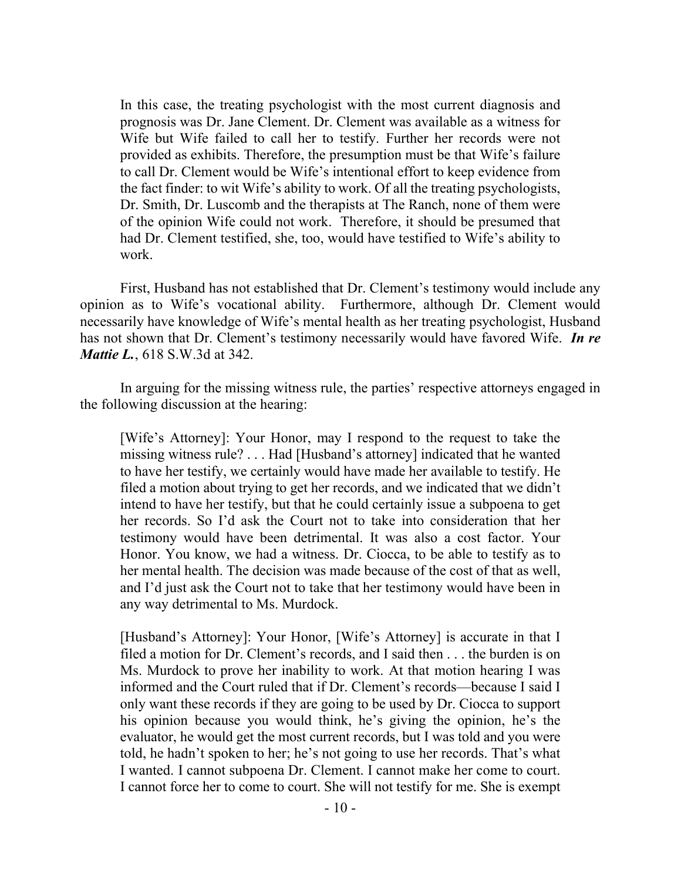> In this case, the treating psychologist with the most current diagnosis and prognosis was Dr. Jane Clement. Dr. Clement was available as a witness for Wife but Wife failed to call her to testify. Further her records were not provided as exhibits. Therefore, the presumption must be that Wife's failure to call Dr. Clement would be Wife's intentional effort to keep evidence from the fact finder: to wit Wife's ability to work. Of all the treating psychologists, Dr. Smith, Dr. Luscomb and the therapists at The Ranch, none of them were of the opinion Wife could not work. Therefore, it should be presumed that had Dr. Clement testified, she, too, would have testified to Wife's ability to work.

First, Husband has not established that Dr. Clement's testimony would include any opinion as to Wife's vocational ability. Furthermore, although Dr. Clement would necessarily have knowledge of Wife's mental health as her treating psychologist, Husband has not shown that Dr. Clement's testimony necessarily would have favored Wife. ***In re Mattie L.***, 618 S.W.3d at 342.

In arguing for the missing witness rule, the parties' respective attorneys engaged in the following discussion at the hearing:

> [Wife's Attorney]: Your Honor, may I respond to the request to take the missing witness rule? . . . Had [Husband's attorney] indicated that he wanted to have her testify, we certainly would have made her available to testify. He filed a motion about trying to get her records, and we indicated that we didn't intend to have her testify, but that he could certainly issue a subpoena to get her records. So I'd ask the Court not to take into consideration that her testimony would have been detrimental. It was also a cost factor. Your Honor. You know, we had a witness. Dr. Ciocca, to be able to testify as to her mental health. The decision was made because of the cost of that as well, and I'd just ask the Court not to take that her testimony would have been in any way detrimental to Ms. Murdock.
>
> [Husband's Attorney]: Your Honor, [Wife's Attorney] is accurate in that I filed a motion for Dr. Clement's records, and I said then . . . the burden is on Ms. Murdock to prove her inability to work. At that motion hearing I was informed and the Court ruled that if Dr. Clement's records—because I said I only want these records if they are going to be used by Dr. Ciocca to support his opinion because you would think, he's giving the opinion, he's the evaluator, he would get the most current records, but I was told and you were told, he hadn't spoken to her; he's not going to use her records. That's what I wanted. I cannot subpoena Dr. Clement. I cannot make her come to court. I cannot force her to come to court. She will not testify for me. She is exempt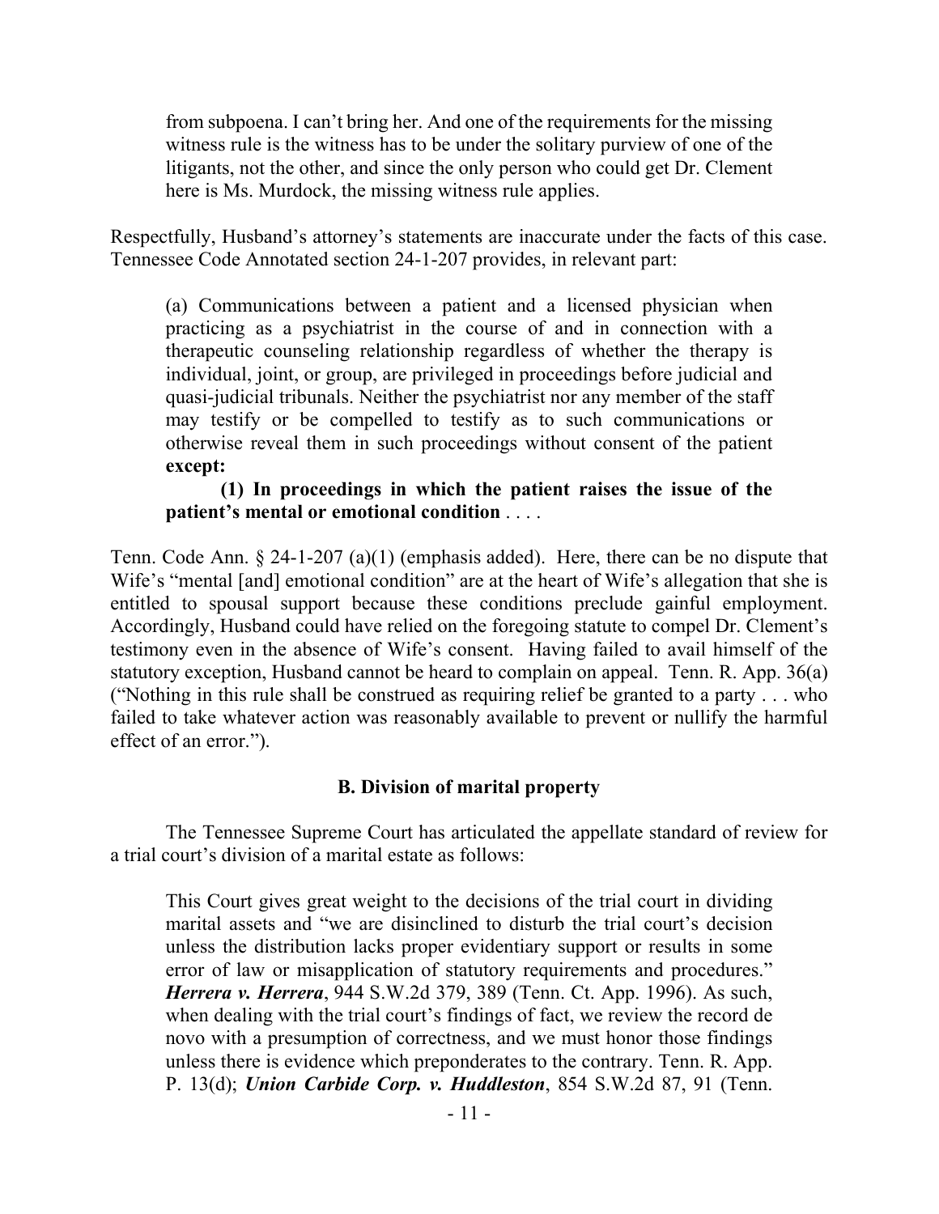> from subpoena. I can't bring her. And one of the requirements for the missing witness rule is the witness has to be under the solitary purview of one of the litigants, not the other, and since the only person who could get Dr. Clement here is Ms. Murdock, the missing witness rule applies.

Respectfully, Husband's attorney's statements are inaccurate under the facts of this case. Tennessee Code Annotated section 24-1-207 provides, in relevant part:

> (a) Communications between a patient and a licensed physician when practicing as a psychiatrist in the course of and in connection with a therapeutic counseling relationship regardless of whether the therapy is individual, joint, or group, are privileged in proceedings before judicial and quasi-judicial tribunals. Neither the psychiatrist nor any member of the staff may testify or be compelled to testify as to such communications or otherwise reveal them in such proceedings without consent of the patient **except:**
>
> **(1) In proceedings in which the patient raises the issue of the patient's mental or emotional condition** . . . .

Tenn. Code Ann. § 24-1-207 (a)(1) (emphasis added). Here, there can be no dispute that Wife's "mental [and] emotional condition" are at the heart of Wife's allegation that she is entitled to spousal support because these conditions preclude gainful employment. Accordingly, Husband could have relied on the foregoing statute to compel Dr. Clement's testimony even in the absence of Wife's consent. Having failed to avail himself of the statutory exception, Husband cannot be heard to complain on appeal. Tenn. R. App. 36(a) ("Nothing in this rule shall be construed as requiring relief be granted to a party . . . who failed to take whatever action was reasonably available to prevent or nullify the harmful effect of an error.").

## B. Division of marital property

The Tennessee Supreme Court has articulated the appellate standard of review for a trial court's division of a marital estate as follows:

> This Court gives great weight to the decisions of the trial court in dividing marital assets and "we are disinclined to disturb the trial court's decision unless the distribution lacks proper evidentiary support or results in some error of law or misapplication of statutory requirements and procedures." ***Herrera v. Herrera***, 944 S.W.2d 379, 389 (Tenn. Ct. App. 1996). As such, when dealing with the trial court's findings of fact, we review the record de novo with a presumption of correctness, and we must honor those findings unless there is evidence which preponderates to the contrary. Tenn. R. App. P. 13(d); ***Union Carbide Corp. v. Huddleston***, 854 S.W.2d 87, 91 (Tenn.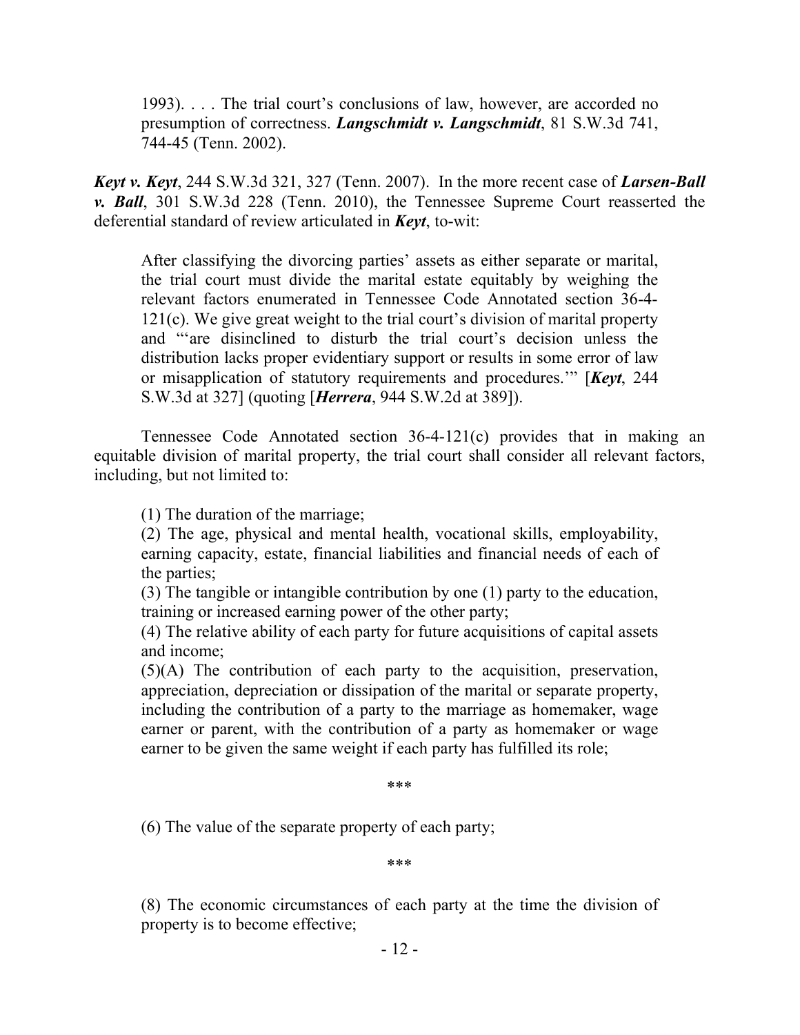> 1993). . . . The trial court's conclusions of law, however, are accorded no presumption of correctness. ***Langschmidt v. Langschmidt***, 81 S.W.3d 741, 744-45 (Tenn. 2002).

***Keyt v. Keyt***, 244 S.W.3d 321, 327 (Tenn. 2007). In the more recent case of ***Larsen-Ball v. Ball***, 301 S.W.3d 228 (Tenn. 2010), the Tennessee Supreme Court reasserted the deferential standard of review articulated in ***Keyt***, to-wit:

> After classifying the divorcing parties' assets as either separate or marital, the trial court must divide the marital estate equitably by weighing the relevant factors enumerated in Tennessee Code Annotated section 36-4-121(c). We give great weight to the trial court's division of marital property and "'are disinclined to disturb the trial court's decision unless the distribution lacks proper evidentiary support or results in some error of law or misapplication of statutory requirements and procedures.'" [***Keyt***, 244 S.W.3d at 327] (quoting [***Herrera***, 944 S.W.2d at 389]).

Tennessee Code Annotated section 36-4-121(c) provides that in making an equitable division of marital property, the trial court shall consider all relevant factors, including, but not limited to:

> (1) The duration of the marriage;
>
> (2) The age, physical and mental health, vocational skills, employability, earning capacity, estate, financial liabilities and financial needs of each of the parties;
>
> (3) The tangible or intangible contribution by one (1) party to the education, training or increased earning power of the other party;
>
> (4) The relative ability of each party for future acquisitions of capital assets and income;
>
> (5)(A) The contribution of each party to the acquisition, preservation, appreciation, depreciation or dissipation of the marital or separate property, including the contribution of a party to the marriage as homemaker, wage earner or parent, with the contribution of a party as homemaker or wage earner to be given the same weight if each party has fulfilled its role;
>
> \*\*\*
>
> (6) The value of the separate property of each party;
>
> \*\*\*
>
> (8) The economic circumstances of each party at the time the division of property is to become effective;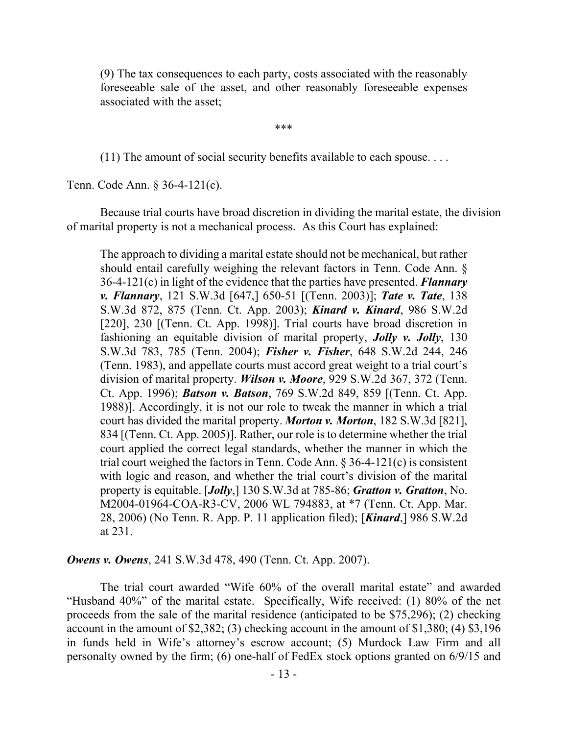> (9) The tax consequences to each party, costs associated with the reasonably foreseeable sale of the asset, and other reasonably foreseeable expenses associated with the asset;
>
> ***
>
> (11) The amount of social security benefits available to each spouse. . . .

Tenn. Code Ann. § 36-4-121(c).

Because trial courts have broad discretion in dividing the marital estate, the division of marital property is not a mechanical process. As this Court has explained:

> The approach to dividing a marital estate should not be mechanical, but rather should entail carefully weighing the relevant factors in Tenn. Code Ann. § 36-4-121(c) in light of the evidence that the parties have presented. ***Flannary v. Flannary***, 121 S.W.3d [647,] 650-51 [(Tenn. 2003)]; ***Tate v. Tate***, 138 S.W.3d 872, 875 (Tenn. Ct. App. 2003); ***Kinard v. Kinard***, 986 S.W.2d [220], 230 [(Tenn. Ct. App. 1998)]. Trial courts have broad discretion in fashioning an equitable division of marital property, ***Jolly v. Jolly***, 130 S.W.3d 783, 785 (Tenn. 2004); ***Fisher v. Fisher***, 648 S.W.2d 244, 246 (Tenn. 1983), and appellate courts must accord great weight to a trial court's division of marital property. ***Wilson v. Moore***, 929 S.W.2d 367, 372 (Tenn. Ct. App. 1996); ***Batson v. Batson***, 769 S.W.2d 849, 859 [(Tenn. Ct. App. 1988)]. Accordingly, it is not our role to tweak the manner in which a trial court has divided the marital property. ***Morton v. Morton***, 182 S.W.3d [821], 834 [(Tenn. Ct. App. 2005)]. Rather, our role is to determine whether the trial court applied the correct legal standards, whether the manner in which the trial court weighed the factors in Tenn. Code Ann. § 36-4-121(c) is consistent with logic and reason, and whether the trial court's division of the marital property is equitable. [***Jolly***,] 130 S.W.3d at 785-86; ***Gratton v. Gratton***, No. M2004-01964-COA-R3-CV, 2006 WL 794883, at *7 (Tenn. Ct. App. Mar. 28, 2006) (No Tenn. R. App. P. 11 application filed); [***Kinard***,] 986 S.W.2d at 231.

***Owens v. Owens***, 241 S.W.3d 478, 490 (Tenn. Ct. App. 2007).

The trial court awarded "Wife 60% of the overall marital estate" and awarded "Husband 40%" of the marital estate. Specifically, Wife received: (1) 80% of the net proceeds from the sale of the marital residence (anticipated to be $75,296); (2) checking account in the amount of $2,382; (3) checking account in the amount of $1,380; (4) $3,196 in funds held in Wife's attorney's escrow account; (5) Murdock Law Firm and all personalty owned by the firm; (6) one-half of FedEx stock options granted on 6/9/15 and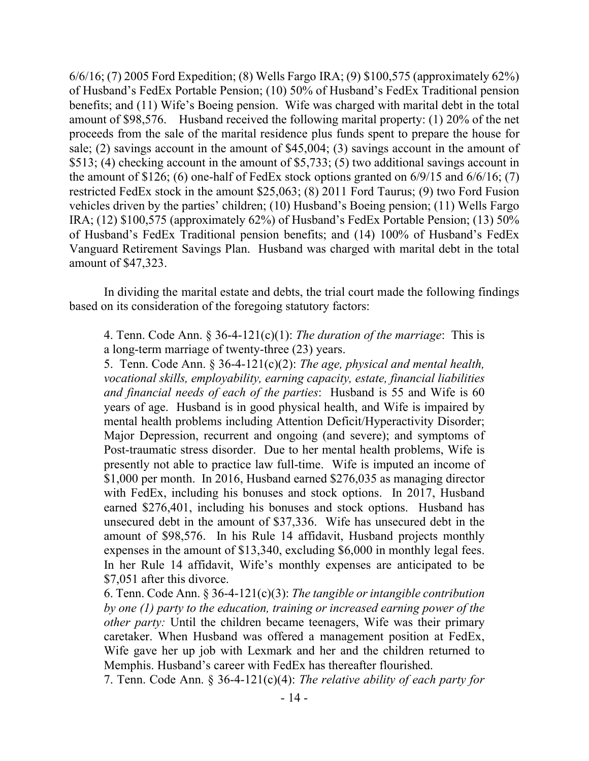6/6/16; (7) 2005 Ford Expedition; (8) Wells Fargo IRA; (9) $100,575 (approximately 62%) of Husband's FedEx Portable Pension; (10) 50% of Husband's FedEx Traditional pension benefits; and (11) Wife's Boeing pension. Wife was charged with marital debt in the total amount of $98,576. Husband received the following marital property: (1) 20% of the net proceeds from the sale of the marital residence plus funds spent to prepare the house for sale; (2) savings account in the amount of $45,004; (3) savings account in the amount of $513; (4) checking account in the amount of $5,733; (5) two additional savings account in the amount of $126; (6) one-half of FedEx stock options granted on 6/9/15 and 6/6/16; (7) restricted FedEx stock in the amount $25,063; (8) 2011 Ford Taurus; (9) two Ford Fusion vehicles driven by the parties' children; (10) Husband's Boeing pension; (11) Wells Fargo IRA; (12) $100,575 (approximately 62%) of Husband's FedEx Portable Pension; (13) 50% of Husband's FedEx Traditional pension benefits; and (14) 100% of Husband's FedEx Vanguard Retirement Savings Plan. Husband was charged with marital debt in the total amount of $47,323.

In dividing the marital estate and debts, the trial court made the following findings based on its consideration of the foregoing statutory factors:

> 4. Tenn. Code Ann. § 36-4-121(c)(1): *The duration of the marriage*: This is a long-term marriage of twenty-three (23) years.
>
> 5. Tenn. Code Ann. § 36-4-121(c)(2): *The age, physical and mental health, vocational skills, employability, earning capacity, estate, financial liabilities and financial needs of each of the parties*: Husband is 55 and Wife is 60 years of age. Husband is in good physical health, and Wife is impaired by mental health problems including Attention Deficit/Hyperactivity Disorder; Major Depression, recurrent and ongoing (and severe); and symptoms of Post-traumatic stress disorder. Due to her mental health problems, Wife is presently not able to practice law full-time. Wife is imputed an income of $1,000 per month. In 2016, Husband earned $276,035 as managing director with FedEx, including his bonuses and stock options. In 2017, Husband earned $276,401, including his bonuses and stock options. Husband has unsecured debt in the amount of $37,336. Wife has unsecured debt in the amount of $98,576. In his Rule 14 affidavit, Husband projects monthly expenses in the amount of $13,340, excluding $6,000 in monthly legal fees. In her Rule 14 affidavit, Wife's monthly expenses are anticipated to be $7,051 after this divorce.
>
> 6. Tenn. Code Ann. § 36-4-121(c)(3): *The tangible or intangible contribution by one (1) party to the education, training or increased earning power of the other party:* Until the children became teenagers, Wife was their primary caretaker. When Husband was offered a management position at FedEx, Wife gave her up job with Lexmark and her and the children returned to Memphis. Husband's career with FedEx has thereafter flourished.
>
> 7. Tenn. Code Ann. § 36-4-121(c)(4): *The relative ability of each party for*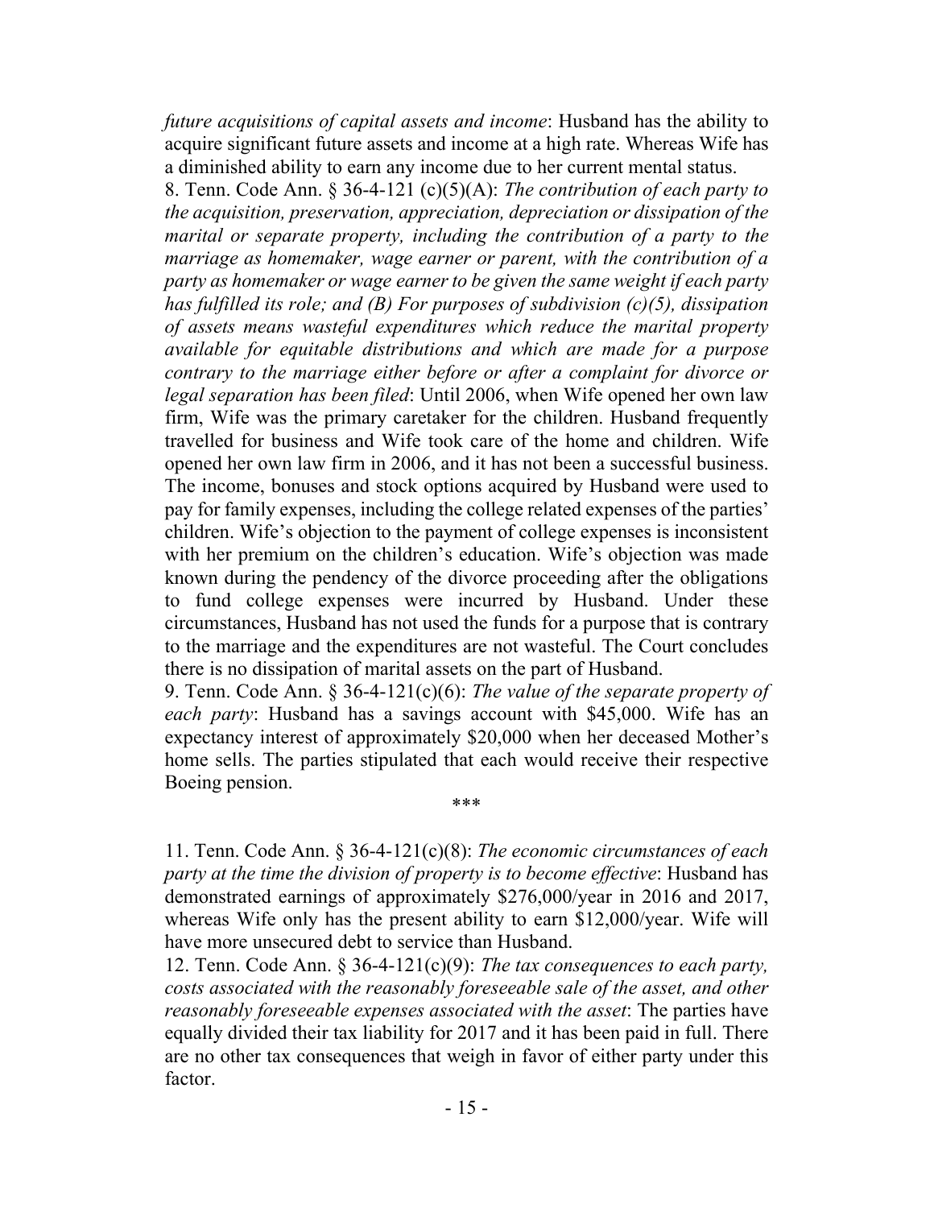*future acquisitions of capital assets and income*: Husband has the ability to acquire significant future assets and income at a high rate. Whereas Wife has a diminished ability to earn any income due to her current mental status.

8. Tenn. Code Ann. § 36-4-121 (c)(5)(A): *The contribution of each party to the acquisition, preservation, appreciation, depreciation or dissipation of the marital or separate property, including the contribution of a party to the marriage as homemaker, wage earner or parent, with the contribution of a party as homemaker or wage earner to be given the same weight if each party has fulfilled its role; and (B) For purposes of subdivision (c)(5), dissipation of assets means wasteful expenditures which reduce the marital property available for equitable distributions and which are made for a purpose contrary to the marriage either before or after a complaint for divorce or legal separation has been filed*: Until 2006, when Wife opened her own law firm, Wife was the primary caretaker for the children. Husband frequently travelled for business and Wife took care of the home and children. Wife opened her own law firm in 2006, and it has not been a successful business. The income, bonuses and stock options acquired by Husband were used to pay for family expenses, including the college related expenses of the parties' children. Wife's objection to the payment of college expenses is inconsistent with her premium on the children's education. Wife's objection was made known during the pendency of the divorce proceeding after the obligations to fund college expenses were incurred by Husband. Under these circumstances, Husband has not used the funds for a purpose that is contrary to the marriage and the expenditures are not wasteful. The Court concludes there is no dissipation of marital assets on the part of Husband.

9. Tenn. Code Ann. § 36-4-121(c)(6): *The value of the separate property of each party*: Husband has a savings account with $45,000. Wife has an expectancy interest of approximately $20,000 when her deceased Mother's home sells. The parties stipulated that each would receive their respective Boeing pension.

\*\*\*

11. Tenn. Code Ann. § 36-4-121(c)(8): *The economic circumstances of each party at the time the division of property is to become effective*: Husband has demonstrated earnings of approximately $276,000/year in 2016 and 2017, whereas Wife only has the present ability to earn $12,000/year. Wife will have more unsecured debt to service than Husband.

12. Tenn. Code Ann. § 36-4-121(c)(9): *The tax consequences to each party, costs associated with the reasonably foreseeable sale of the asset, and other reasonably foreseeable expenses associated with the asset*: The parties have equally divided their tax liability for 2017 and it has been paid in full. There are no other tax consequences that weigh in favor of either party under this factor.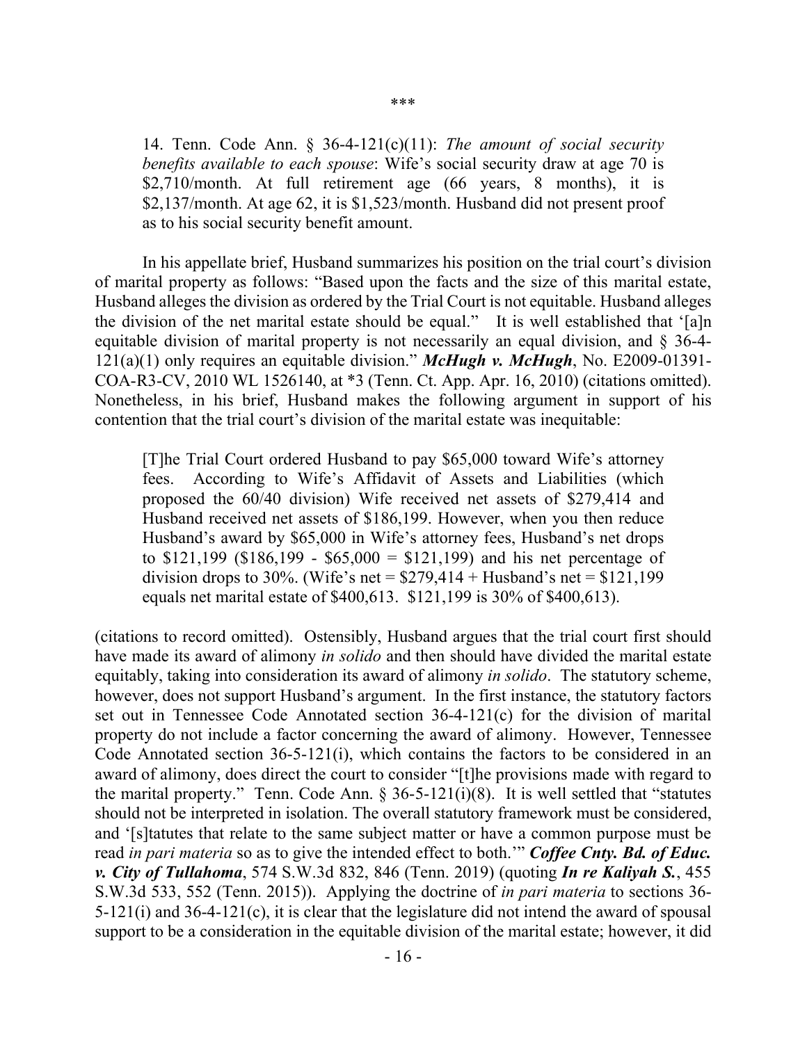\*\*\*

> 14. Tenn. Code Ann. § 36-4-121(c)(11): *The amount of social security benefits available to each spouse*: Wife's social security draw at age 70 is $2,710/month. At full retirement age (66 years, 8 months), it is $2,137/month. At age 62, it is $1,523/month. Husband did not present proof as to his social security benefit amount.

In his appellate brief, Husband summarizes his position on the trial court's division of marital property as follows: "Based upon the facts and the size of this marital estate, Husband alleges the division as ordered by the Trial Court is not equitable. Husband alleges the division of the net marital estate should be equal." It is well established that '[a]n equitable division of marital property is not necessarily an equal division, and § 36-4-121(a)(1) only requires an equitable division." ***McHugh v. McHugh***, No. E2009-01391-COA-R3-CV, 2010 WL 1526140, at \*3 (Tenn. Ct. App. Apr. 16, 2010) (citations omitted). Nonetheless, in his brief, Husband makes the following argument in support of his contention that the trial court's division of the marital estate was inequitable:

> [T]he Trial Court ordered Husband to pay $65,000 toward Wife's attorney fees. According to Wife's Affidavit of Assets and Liabilities (which proposed the 60/40 division) Wife received net assets of $279,414 and Husband received net assets of $186,199. However, when you then reduce Husband's award by $65,000 in Wife's attorney fees, Husband's net drops to $121,199 ($186,199 - $65,000 = $121,199) and his net percentage of division drops to 30%. (Wife's net = $279,414 + Husband's net = $121,199 equals net marital estate of $400,613. $121,199 is 30% of $400,613).

(citations to record omitted). Ostensibly, Husband argues that the trial court first should have made its award of alimony *in solido* and then should have divided the marital estate equitably, taking into consideration its award of alimony *in solido*. The statutory scheme, however, does not support Husband's argument. In the first instance, the statutory factors set out in Tennessee Code Annotated section 36-4-121(c) for the division of marital property do not include a factor concerning the award of alimony. However, Tennessee Code Annotated section 36-5-121(i), which contains the factors to be considered in an award of alimony, does direct the court to consider "[t]he provisions made with regard to the marital property." Tenn. Code Ann. § 36-5-121(i)(8). It is well settled that "statutes should not be interpreted in isolation. The overall statutory framework must be considered, and '[s]tatutes that relate to the same subject matter or have a common purpose must be read *in pari materia* so as to give the intended effect to both.'" ***Coffee Cnty. Bd. of Educ. v. City of Tullahoma***, 574 S.W.3d 832, 846 (Tenn. 2019) (quoting ***In re Kaliyah S.***, 455 S.W.3d 533, 552 (Tenn. 2015)). Applying the doctrine of *in pari materia* to sections 36-5-121(i) and 36-4-121(c), it is clear that the legislature did not intend the award of spousal support to be a consideration in the equitable division of the marital estate; however, it did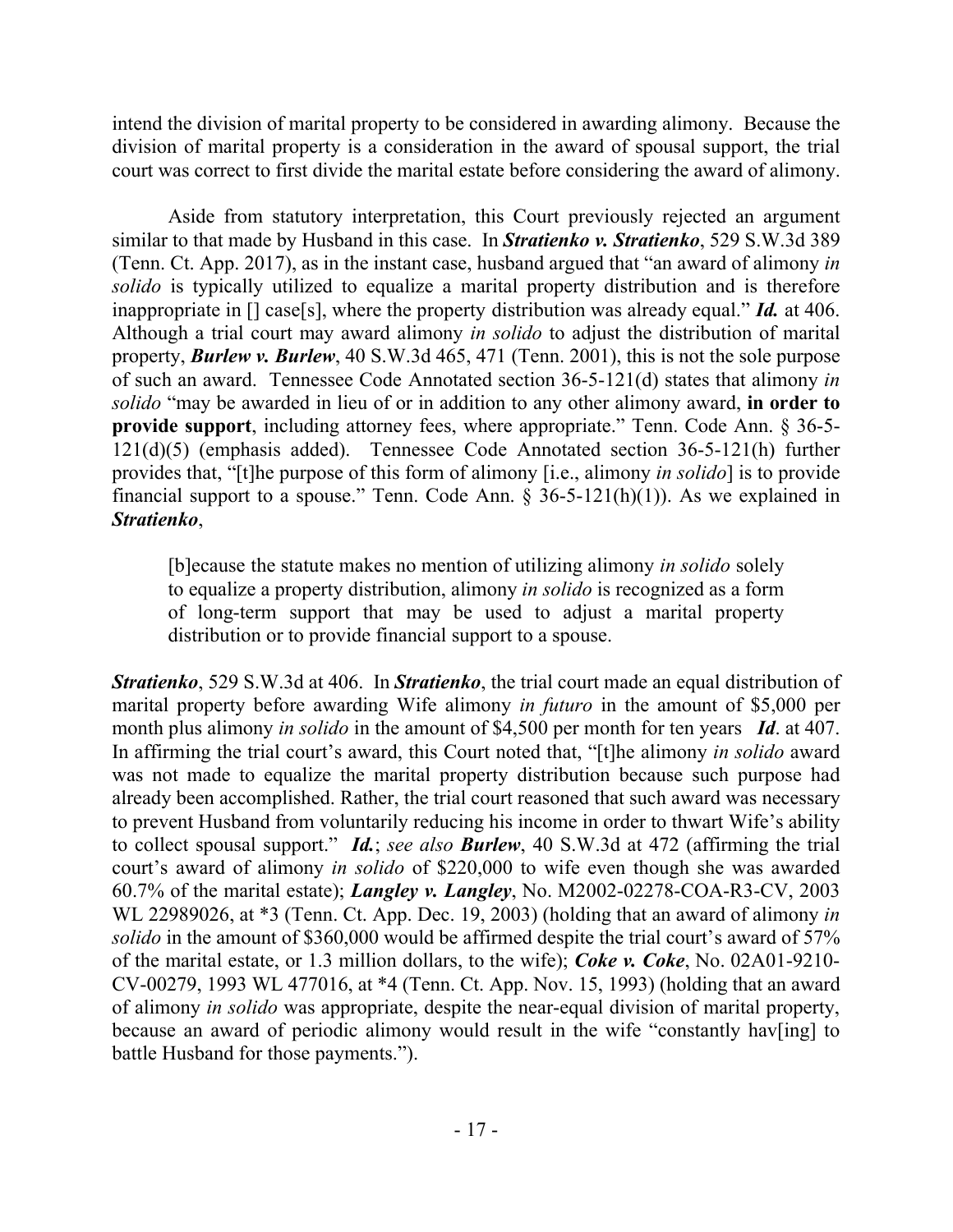intend the division of marital property to be considered in awarding alimony. Because the division of marital property is a consideration in the award of spousal support, the trial court was correct to first divide the marital estate before considering the award of alimony.

Aside from statutory interpretation, this Court previously rejected an argument similar to that made by Husband in this case. In ***Stratienko v. Stratienko***, 529 S.W.3d 389 (Tenn. Ct. App. 2017), as in the instant case, husband argued that "an award of alimony *in solido* is typically utilized to equalize a marital property distribution and is therefore inappropriate in [] case[s], where the property distribution was already equal." ***Id.*** at 406. Although a trial court may award alimony *in solido* to adjust the distribution of marital property, ***Burlew v. Burlew***, 40 S.W.3d 465, 471 (Tenn. 2001), this is not the sole purpose of such an award. Tennessee Code Annotated section 36-5-121(d) states that alimony *in solido* "may be awarded in lieu of or in addition to any other alimony award, **in order to provide support**, including attorney fees, where appropriate." Tenn. Code Ann. § 36-5-121(d)(5) (emphasis added). Tennessee Code Annotated section 36-5-121(h) further provides that, "[t]he purpose of this form of alimony [i.e., alimony *in solido*] is to provide financial support to a spouse." Tenn. Code Ann. § 36-5-121(h)(1)). As we explained in ***Stratienko***,

> [b]ecause the statute makes no mention of utilizing alimony *in solido* solely to equalize a property distribution, alimony *in solido* is recognized as a form of long-term support that may be used to adjust a marital property distribution or to provide financial support to a spouse.

***Stratienko***, 529 S.W.3d at 406. In ***Stratienko***, the trial court made an equal distribution of marital property before awarding Wife alimony *in futuro* in the amount of $5,000 per month plus alimony *in solido* in the amount of $4,500 per month for ten years ***Id***. at 407. In affirming the trial court's award, this Court noted that, "[t]he alimony *in solido* award was not made to equalize the marital property distribution because such purpose had already been accomplished. Rather, the trial court reasoned that such award was necessary to prevent Husband from voluntarily reducing his income in order to thwart Wife's ability to collect spousal support." ***Id.***; *see also* ***Burlew***, 40 S.W.3d at 472 (affirming the trial court's award of alimony *in solido* of $220,000 to wife even though she was awarded 60.7% of the marital estate); ***Langley v. Langley***, No. M2002-02278-COA-R3-CV, 2003 WL 22989026, at *3 (Tenn. Ct. App. Dec. 19, 2003) (holding that an award of alimony *in solido* in the amount of $360,000 would be affirmed despite the trial court's award of 57% of the marital estate, or 1.3 million dollars, to the wife); ***Coke v. Coke***, No. 02A01-9210-CV-00279, 1993 WL 477016, at *4 (Tenn. Ct. App. Nov. 15, 1993) (holding that an award of alimony *in solido* was appropriate, despite the near-equal division of marital property, because an award of periodic alimony would result in the wife "constantly hav[ing] to battle Husband for those payments.").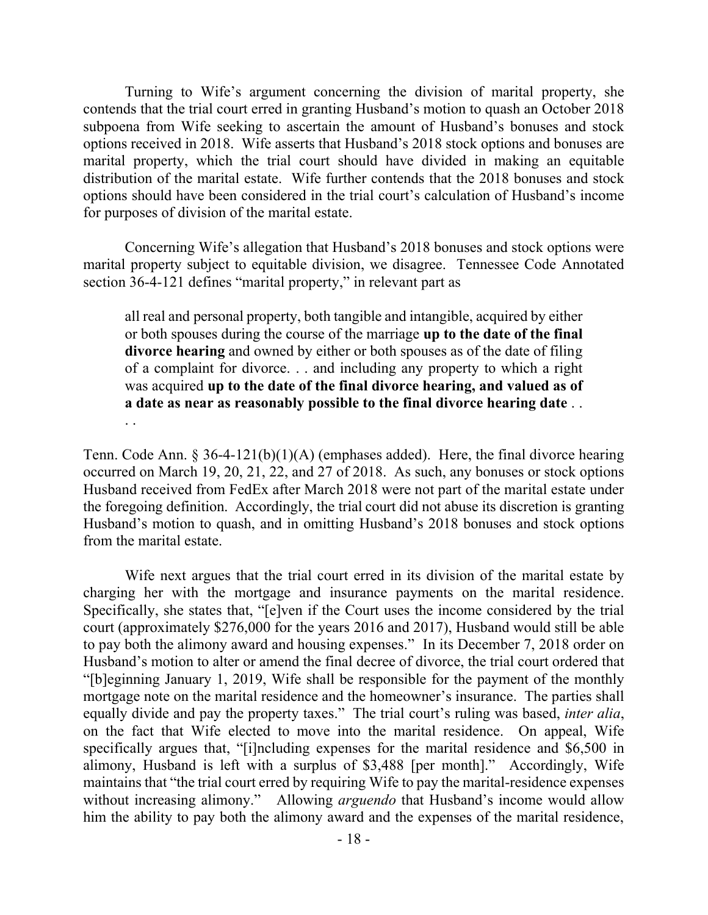Turning to Wife's argument concerning the division of marital property, she contends that the trial court erred in granting Husband's motion to quash an October 2018 subpoena from Wife seeking to ascertain the amount of Husband's bonuses and stock options received in 2018. Wife asserts that Husband's 2018 stock options and bonuses are marital property, which the trial court should have divided in making an equitable distribution of the marital estate. Wife further contends that the 2018 bonuses and stock options should have been considered in the trial court's calculation of Husband's income for purposes of division of the marital estate.

Concerning Wife's allegation that Husband's 2018 bonuses and stock options were marital property subject to equitable division, we disagree. Tennessee Code Annotated section 36-4-121 defines "marital property," in relevant part as

> all real and personal property, both tangible and intangible, acquired by either or both spouses during the course of the marriage **up to the date of the final divorce hearing** and owned by either or both spouses as of the date of filing of a complaint for divorce. . . and including any property to which a right was acquired **up to the date of the final divorce hearing, and valued as of a date as near as reasonably possible to the final divorce hearing date** . . . .

Tenn. Code Ann. § 36-4-121(b)(1)(A) (emphases added). Here, the final divorce hearing occurred on March 19, 20, 21, 22, and 27 of 2018. As such, any bonuses or stock options Husband received from FedEx after March 2018 were not part of the marital estate under the foregoing definition. Accordingly, the trial court did not abuse its discretion is granting Husband's motion to quash, and in omitting Husband's 2018 bonuses and stock options from the marital estate.

Wife next argues that the trial court erred in its division of the marital estate by charging her with the mortgage and insurance payments on the marital residence. Specifically, she states that, "[e]ven if the Court uses the income considered by the trial court (approximately $276,000 for the years 2016 and 2017), Husband would still be able to pay both the alimony award and housing expenses." In its December 7, 2018 order on Husband's motion to alter or amend the final decree of divorce, the trial court ordered that "[b]eginning January 1, 2019, Wife shall be responsible for the payment of the monthly mortgage note on the marital residence and the homeowner's insurance. The parties shall equally divide and pay the property taxes." The trial court's ruling was based, *inter alia*, on the fact that Wife elected to move into the marital residence. On appeal, Wife specifically argues that, "[i]ncluding expenses for the marital residence and $6,500 in alimony, Husband is left with a surplus of $3,488 [per month]." Accordingly, Wife maintains that "the trial court erred by requiring Wife to pay the marital-residence expenses without increasing alimony." Allowing *arguendo* that Husband's income would allow him the ability to pay both the alimony award and the expenses of the marital residence,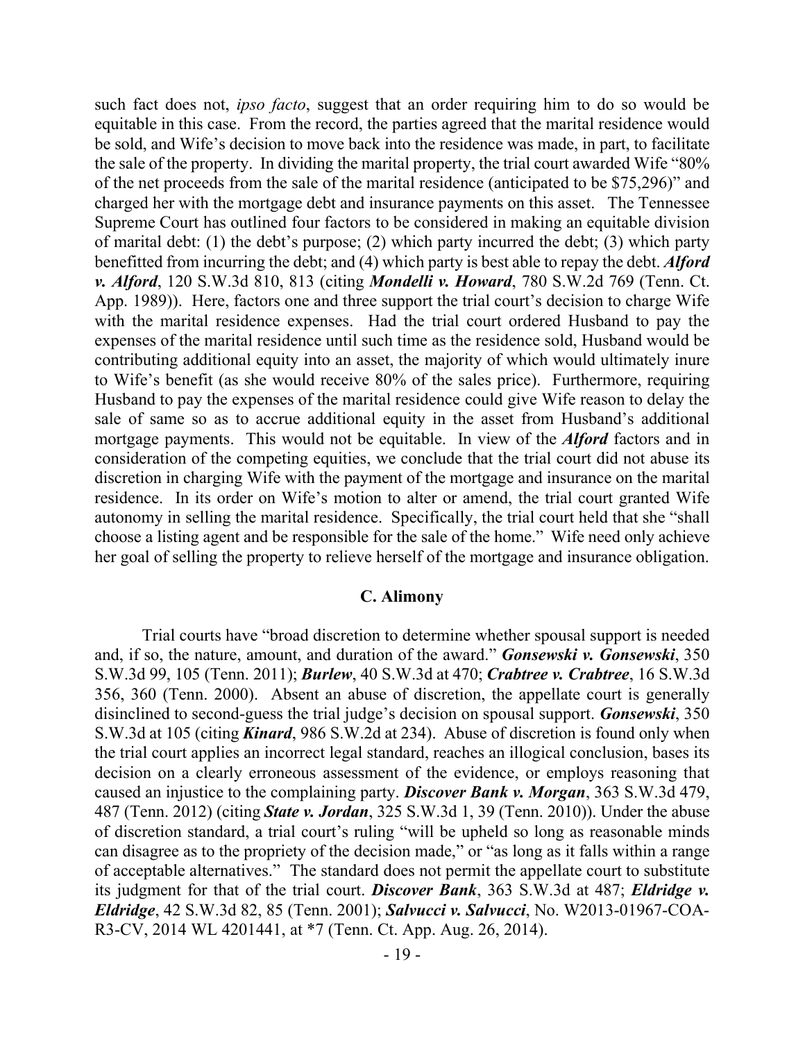such fact does not, *ipso facto*, suggest that an order requiring him to do so would be equitable in this case. From the record, the parties agreed that the marital residence would be sold, and Wife's decision to move back into the residence was made, in part, to facilitate the sale of the property. In dividing the marital property, the trial court awarded Wife "80% of the net proceeds from the sale of the marital residence (anticipated to be $75,296)" and charged her with the mortgage debt and insurance payments on this asset. The Tennessee Supreme Court has outlined four factors to be considered in making an equitable division of marital debt: (1) the debt's purpose; (2) which party incurred the debt; (3) which party benefitted from incurring the debt; and (4) which party is best able to repay the debt. ***Alford v. Alford***, 120 S.W.3d 810, 813 (citing ***Mondelli v. Howard***, 780 S.W.2d 769 (Tenn. Ct. App. 1989)). Here, factors one and three support the trial court's decision to charge Wife with the marital residence expenses. Had the trial court ordered Husband to pay the expenses of the marital residence until such time as the residence sold, Husband would be contributing additional equity into an asset, the majority of which would ultimately inure to Wife's benefit (as she would receive 80% of the sales price). Furthermore, requiring Husband to pay the expenses of the marital residence could give Wife reason to delay the sale of same so as to accrue additional equity in the asset from Husband's additional mortgage payments. This would not be equitable. In view of the ***Alford*** factors and in consideration of the competing equities, we conclude that the trial court did not abuse its discretion in charging Wife with the payment of the mortgage and insurance on the marital residence. In its order on Wife's motion to alter or amend, the trial court granted Wife autonomy in selling the marital residence. Specifically, the trial court held that she "shall choose a listing agent and be responsible for the sale of the home." Wife need only achieve her goal of selling the property to relieve herself of the mortgage and insurance obligation.

### C. Alimony

Trial courts have "broad discretion to determine whether spousal support is needed and, if so, the nature, amount, and duration of the award." ***Gonsewski v. Gonsewski***, 350 S.W.3d 99, 105 (Tenn. 2011); ***Burlew***, 40 S.W.3d at 470; ***Crabtree v. Crabtree***, 16 S.W.3d 356, 360 (Tenn. 2000). Absent an abuse of discretion, the appellate court is generally disinclined to second-guess the trial judge's decision on spousal support. ***Gonsewski***, 350 S.W.3d at 105 (citing ***Kinard***, 986 S.W.2d at 234). Abuse of discretion is found only when the trial court applies an incorrect legal standard, reaches an illogical conclusion, bases its decision on a clearly erroneous assessment of the evidence, or employs reasoning that caused an injustice to the complaining party. ***Discover Bank v. Morgan***, 363 S.W.3d 479, 487 (Tenn. 2012) (citing ***State v. Jordan***, 325 S.W.3d 1, 39 (Tenn. 2010)). Under the abuse of discretion standard, a trial court's ruling "will be upheld so long as reasonable minds can disagree as to the propriety of the decision made," or "as long as it falls within a range of acceptable alternatives." The standard does not permit the appellate court to substitute its judgment for that of the trial court. ***Discover Bank***, 363 S.W.3d at 487; ***Eldridge v. Eldridge***, 42 S.W.3d 82, 85 (Tenn. 2001); ***Salvucci v. Salvucci***, No. W2013-01967-COA-R3-CV, 2014 WL 4201441, at *7 (Tenn. Ct. App. Aug. 26, 2014).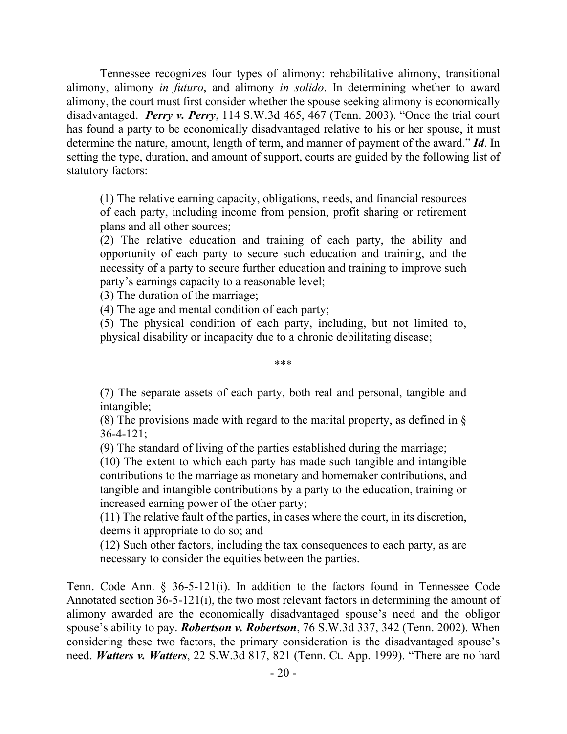Tennessee recognizes four types of alimony: rehabilitative alimony, transitional alimony, alimony *in futuro*, and alimony *in solido*. In determining whether to award alimony, the court must first consider whether the spouse seeking alimony is economically disadvantaged. ***Perry v. Perry***, 114 S.W.3d 465, 467 (Tenn. 2003). "Once the trial court has found a party to be economically disadvantaged relative to his or her spouse, it must determine the nature, amount, length of term, and manner of payment of the award." ***Id***. In setting the type, duration, and amount of support, courts are guided by the following list of statutory factors:

> (1) The relative earning capacity, obligations, needs, and financial resources of each party, including income from pension, profit sharing or retirement plans and all other sources;
> (2) The relative education and training of each party, the ability and opportunity of each party to secure such education and training, and the necessity of a party to secure further education and training to improve such party's earnings capacity to a reasonable level;
> (3) The duration of the marriage;
> (4) The age and mental condition of each party;
> (5) The physical condition of each party, including, but not limited to, physical disability or incapacity due to a chronic debilitating disease;
>
> \*\*\*
>
> (7) The separate assets of each party, both real and personal, tangible and intangible;
> (8) The provisions made with regard to the marital property, as defined in § 36-4-121;
> (9) The standard of living of the parties established during the marriage;
> (10) The extent to which each party has made such tangible and intangible contributions to the marriage as monetary and homemaker contributions, and tangible and intangible contributions by a party to the education, training or increased earning power of the other party;
> (11) The relative fault of the parties, in cases where the court, in its discretion, deems it appropriate to do so; and
> (12) Such other factors, including the tax consequences to each party, as are necessary to consider the equities between the parties.

Tenn. Code Ann. § 36-5-121(i). In addition to the factors found in Tennessee Code Annotated section 36-5-121(i), the two most relevant factors in determining the amount of alimony awarded are the economically disadvantaged spouse's need and the obligor spouse's ability to pay. ***Robertson v. Robertson***, 76 S.W.3d 337, 342 (Tenn. 2002). When considering these two factors, the primary consideration is the disadvantaged spouse's need. ***Watters v. Watters***, 22 S.W.3d 817, 821 (Tenn. Ct. App. 1999). "There are no hard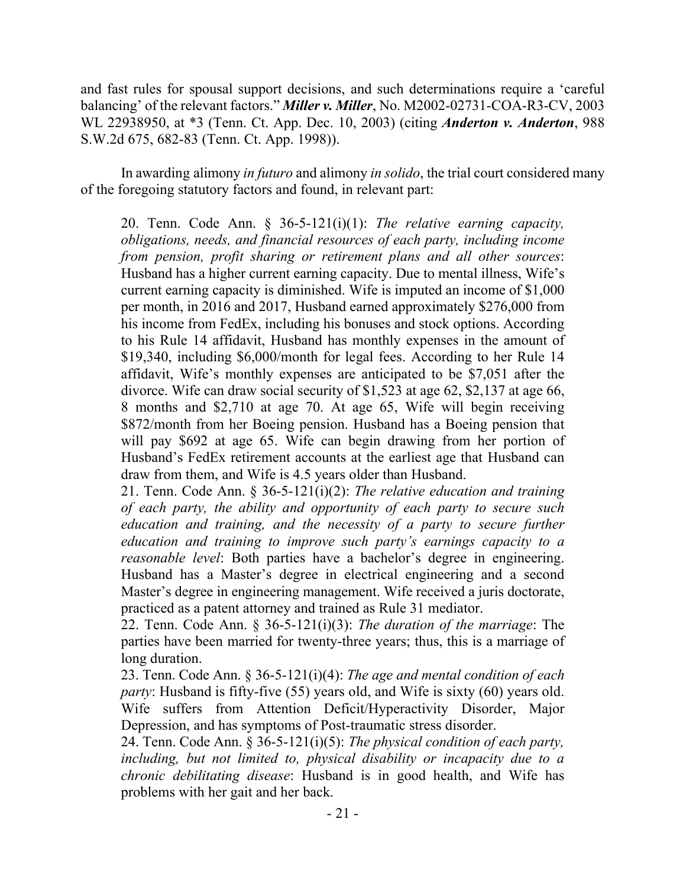and fast rules for spousal support decisions, and such determinations require a 'careful balancing' of the relevant factors." ***Miller v. Miller***, No. M2002-02731-COA-R3-CV, 2003 WL 22938950, at *3 (Tenn. Ct. App. Dec. 10, 2003) (citing ***Anderton v. Anderton***, 988 S.W.2d 675, 682-83 (Tenn. Ct. App. 1998)).

In awarding alimony *in futuro* and alimony *in solido*, the trial court considered many of the foregoing statutory factors and found, in relevant part:

> 20. Tenn. Code Ann. § 36-5-121(i)(1): *The relative earning capacity, obligations, needs, and financial resources of each party, including income from pension, profit sharing or retirement plans and all other sources*: Husband has a higher current earning capacity. Due to mental illness, Wife's current earning capacity is diminished. Wife is imputed an income of $1,000 per month, in 2016 and 2017, Husband earned approximately $276,000 from his income from FedEx, including his bonuses and stock options. According to his Rule 14 affidavit, Husband has monthly expenses in the amount of $19,340, including $6,000/month for legal fees. According to her Rule 14 affidavit, Wife's monthly expenses are anticipated to be $7,051 after the divorce. Wife can draw social security of $1,523 at age 62, $2,137 at age 66, 8 months and $2,710 at age 70. At age 65, Wife will begin receiving $872/month from her Boeing pension. Husband has a Boeing pension that will pay $692 at age 65. Wife can begin drawing from her portion of Husband's FedEx retirement accounts at the earliest age that Husband can draw from them, and Wife is 4.5 years older than Husband.
>
> 21. Tenn. Code Ann. § 36-5-121(i)(2): *The relative education and training of each party, the ability and opportunity of each party to secure such education and training, and the necessity of a party to secure further education and training to improve such party's earnings capacity to a reasonable level*: Both parties have a bachelor's degree in engineering. Husband has a Master's degree in electrical engineering and a second Master's degree in engineering management. Wife received a juris doctorate, practiced as a patent attorney and trained as Rule 31 mediator.
>
> 22. Tenn. Code Ann. § 36-5-121(i)(3): *The duration of the marriage*: The parties have been married for twenty-three years; thus, this is a marriage of long duration.
>
> 23. Tenn. Code Ann. § 36-5-121(i)(4): *The age and mental condition of each party*: Husband is fifty-five (55) years old, and Wife is sixty (60) years old. Wife suffers from Attention Deficit/Hyperactivity Disorder, Major Depression, and has symptoms of Post-traumatic stress disorder.
>
> 24. Tenn. Code Ann. § 36-5-121(i)(5): *The physical condition of each party, including, but not limited to, physical disability or incapacity due to a chronic debilitating disease*: Husband is in good health, and Wife has problems with her gait and her back.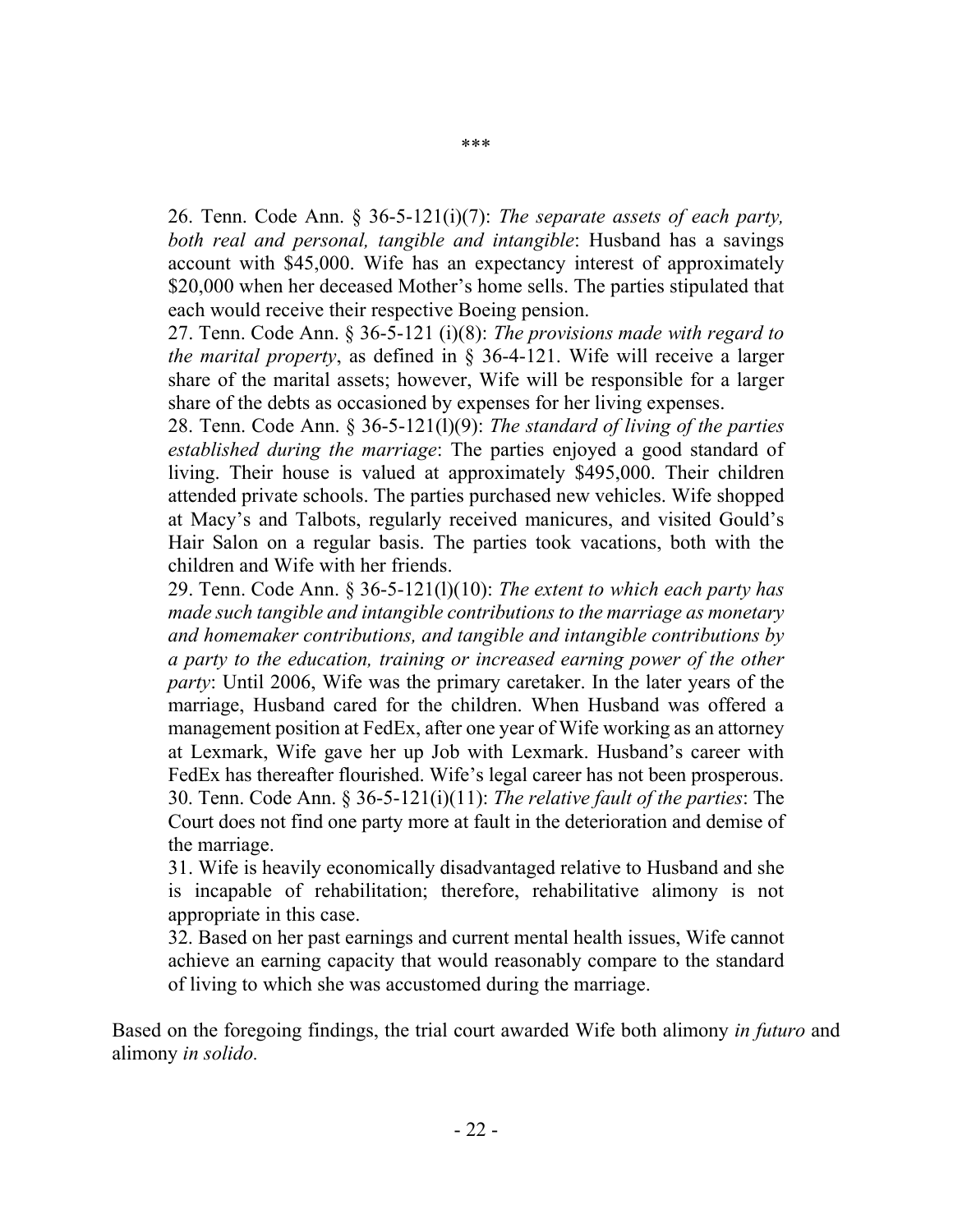\*\*\*

26. Tenn. Code Ann. § 36-5-121(i)(7): *The separate assets of each party, both real and personal, tangible and intangible*: Husband has a savings account with $45,000. Wife has an expectancy interest of approximately $20,000 when her deceased Mother's home sells. The parties stipulated that each would receive their respective Boeing pension.
27. Tenn. Code Ann. § 36-5-121 (i)(8): *The provisions made with regard to the marital property*, as defined in § 36-4-121. Wife will receive a larger share of the marital assets; however, Wife will be responsible for a larger share of the debts as occasioned by expenses for her living expenses.
28. Tenn. Code Ann. § 36-5-121(l)(9): *The standard of living of the parties established during the marriage*: The parties enjoyed a good standard of living. Their house is valued at approximately $495,000. Their children attended private schools. The parties purchased new vehicles. Wife shopped at Macy's and Talbots, regularly received manicures, and visited Gould's Hair Salon on a regular basis. The parties took vacations, both with the children and Wife with her friends.
29. Tenn. Code Ann. § 36-5-121(l)(10): *The extent to which each party has made such tangible and intangible contributions to the marriage as monetary and homemaker contributions, and tangible and intangible contributions by a party to the education, training or increased earning power of the other party*: Until 2006, Wife was the primary caretaker. In the later years of the marriage, Husband cared for the children. When Husband was offered a management position at FedEx, after one year of Wife working as an attorney at Lexmark, Wife gave her up Job with Lexmark. Husband's career with FedEx has thereafter flourished. Wife's legal career has not been prosperous.
30. Tenn. Code Ann. § 36-5-121(i)(11): *The relative fault of the parties*: The Court does not find one party more at fault in the deterioration and demise of the marriage.
31. Wife is heavily economically disadvantaged relative to Husband and she is incapable of rehabilitation; therefore, rehabilitative alimony is not appropriate in this case.
32. Based on her past earnings and current mental health issues, Wife cannot achieve an earning capacity that would reasonably compare to the standard of living to which she was accustomed during the marriage.

Based on the foregoing findings, the trial court awarded Wife both alimony *in futuro* and alimony *in solido.*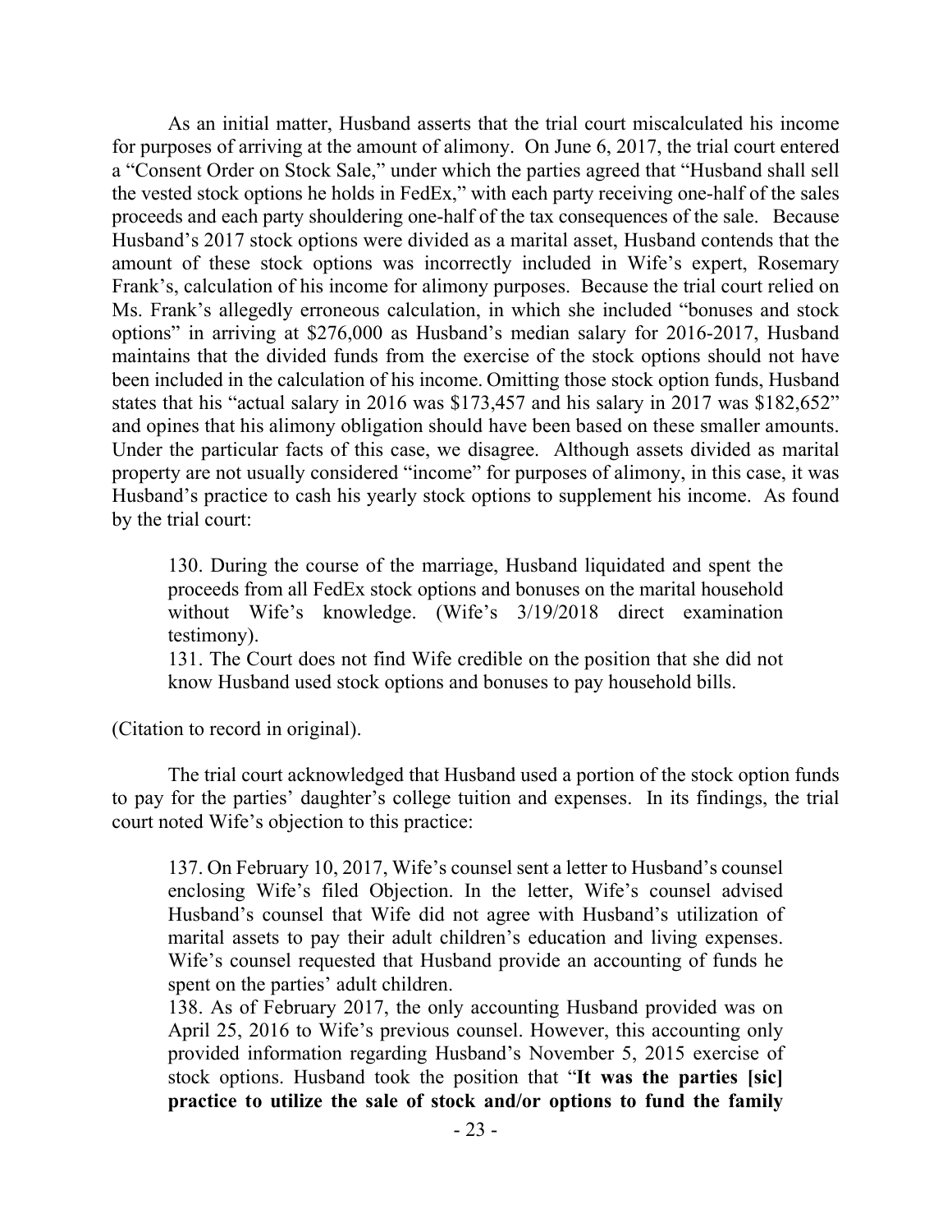As an initial matter, Husband asserts that the trial court miscalculated his income for purposes of arriving at the amount of alimony. On June 6, 2017, the trial court entered a "Consent Order on Stock Sale," under which the parties agreed that "Husband shall sell the vested stock options he holds in FedEx," with each party receiving one-half of the sales proceeds and each party shouldering one-half of the tax consequences of the sale. Because Husband's 2017 stock options were divided as a marital asset, Husband contends that the amount of these stock options was incorrectly included in Wife's expert, Rosemary Frank's, calculation of his income for alimony purposes. Because the trial court relied on Ms. Frank's allegedly erroneous calculation, in which she included "bonuses and stock options" in arriving at $276,000 as Husband's median salary for 2016-2017, Husband maintains that the divided funds from the exercise of the stock options should not have been included in the calculation of his income. Omitting those stock option funds, Husband states that his "actual salary in 2016 was $173,457 and his salary in 2017 was $182,652" and opines that his alimony obligation should have been based on these smaller amounts. Under the particular facts of this case, we disagree. Although assets divided as marital property are not usually considered "income" for purposes of alimony, in this case, it was Husband's practice to cash his yearly stock options to supplement his income. As found by the trial court:

> 130. During the course of the marriage, Husband liquidated and spent the proceeds from all FedEx stock options and bonuses on the marital household without Wife's knowledge. (Wife's 3/19/2018 direct examination testimony).
> 131. The Court does not find Wife credible on the position that she did not know Husband used stock options and bonuses to pay household bills.

(Citation to record in original).

The trial court acknowledged that Husband used a portion of the stock option funds to pay for the parties' daughter's college tuition and expenses. In its findings, the trial court noted Wife's objection to this practice:

> 137. On February 10, 2017, Wife's counsel sent a letter to Husband's counsel enclosing Wife's filed Objection. In the letter, Wife's counsel advised Husband's counsel that Wife did not agree with Husband's utilization of marital assets to pay their adult children's education and living expenses. Wife's counsel requested that Husband provide an accounting of funds he spent on the parties' adult children.
> 138. As of February 2017, the only accounting Husband provided was on April 25, 2016 to Wife's previous counsel. However, this accounting only provided information regarding Husband's November 5, 2015 exercise of stock options. Husband took the position that "**It was the parties [sic] practice to utilize the sale of stock and/or options to fund the family**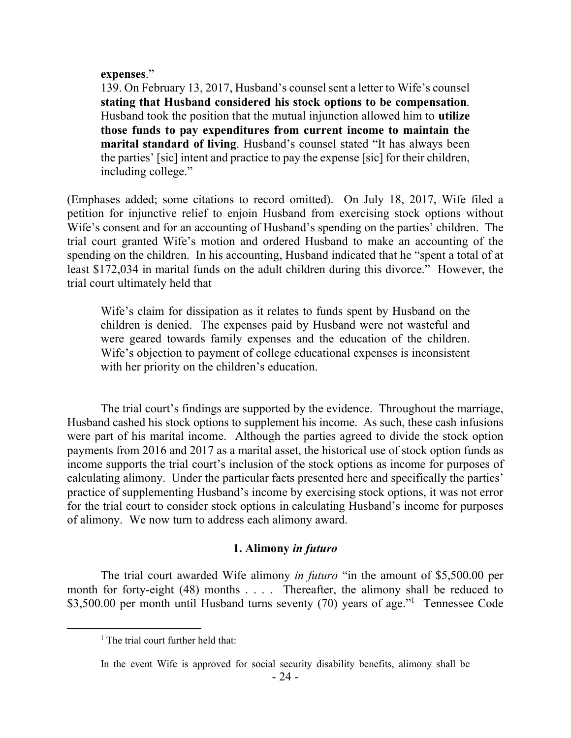> **expenses**."
>
> 139. On February 13, 2017, Husband's counsel sent a letter to Wife's counsel **stating that Husband considered his stock options to be compensation**. Husband took the position that the mutual injunction allowed him to **utilize those funds to pay expenditures from current income to maintain the marital standard of living**. Husband's counsel stated "It has always been the parties' [sic] intent and practice to pay the expense [sic] for their children, including college."

(Emphases added; some citations to record omitted). On July 18, 2017, Wife filed a petition for injunctive relief to enjoin Husband from exercising stock options without Wife's consent and for an accounting of Husband's spending on the parties' children. The trial court granted Wife's motion and ordered Husband to make an accounting of the spending on the children. In his accounting, Husband indicated that he "spent a total of at least $172,034 in marital funds on the adult children during this divorce." However, the trial court ultimately held that

> Wife's claim for dissipation as it relates to funds spent by Husband on the children is denied. The expenses paid by Husband were not wasteful and were geared towards family expenses and the education of the children. Wife's objection to payment of college educational expenses is inconsistent with her priority on the children's education.

The trial court's findings are supported by the evidence. Throughout the marriage, Husband cashed his stock options to supplement his income. As such, these cash infusions were part of his marital income. Although the parties agreed to divide the stock option payments from 2016 and 2017 as a marital asset, the historical use of stock option funds as income supports the trial court's inclusion of the stock options as income for purposes of calculating alimony. Under the particular facts presented here and specifically the parties' practice of supplementing Husband's income by exercising stock options, it was not error for the trial court to consider stock options in calculating Husband's income for purposes of alimony. We now turn to address each alimony award.

### 1. Alimony *in futuro*

The trial court awarded Wife alimony *in futuro* "in the amount of $5,500.00 per month for forty-eight (48) months . . . . Thereafter, the alimony shall be reduced to $3,500.00 per month until Husband turns seventy (70) years of age."[1] Tennessee Code

---

[1] The trial court further held that:

In the event Wife is approved for social security disability benefits, alimony shall be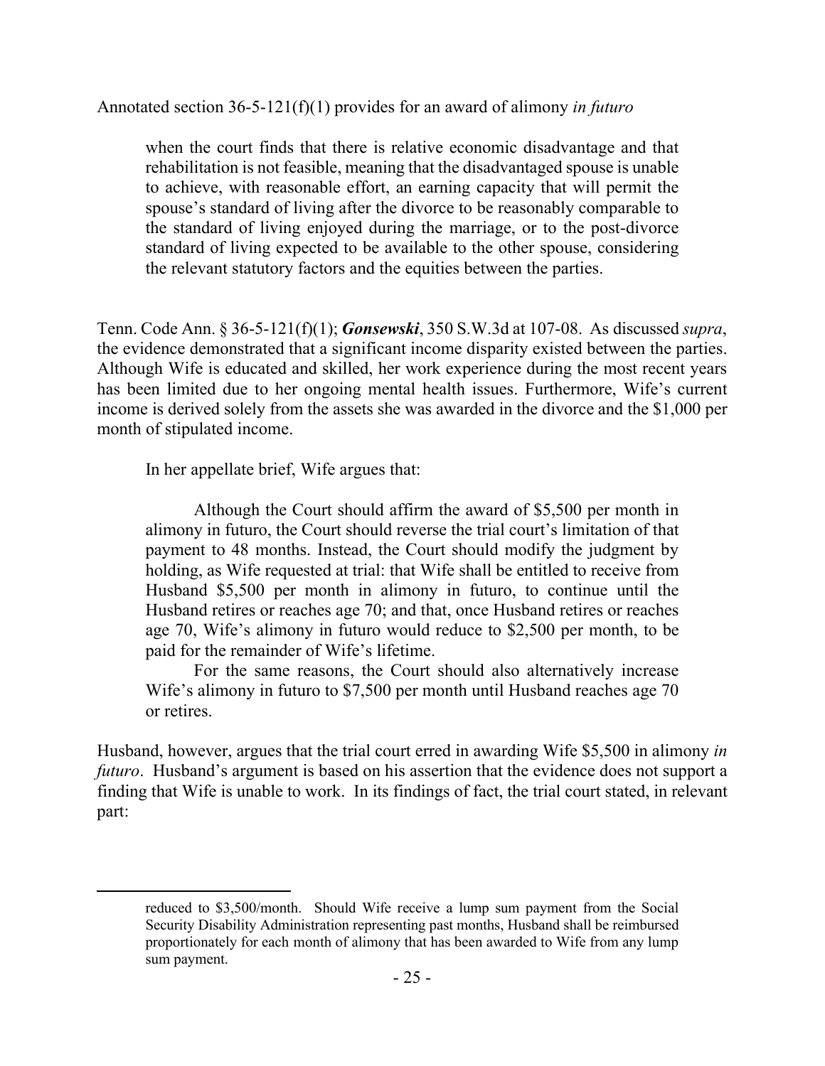Annotated section 36-5-121(f)(1) provides for an award of alimony *in futuro*

> when the court finds that there is relative economic disadvantage and that rehabilitation is not feasible, meaning that the disadvantaged spouse is unable to achieve, with reasonable effort, an earning capacity that will permit the spouse's standard of living after the divorce to be reasonably comparable to the standard of living enjoyed during the marriage, or to the post-divorce standard of living expected to be available to the other spouse, considering the relevant statutory factors and the equities between the parties.

Tenn. Code Ann. § 36-5-121(f)(1); ***Gonsewski***, 350 S.W.3d at 107-08. As discussed *supra*, the evidence demonstrated that a significant income disparity existed between the parties. Although Wife is educated and skilled, her work experience during the most recent years has been limited due to her ongoing mental health issues. Furthermore, Wife's current income is derived solely from the assets she was awarded in the divorce and the $1,000 per month of stipulated income.

In her appellate brief, Wife argues that:

> Although the Court should affirm the award of $5,500 per month in alimony in futuro, the Court should reverse the trial court's limitation of that payment to 48 months. Instead, the Court should modify the judgment by holding, as Wife requested at trial: that Wife shall be entitled to receive from Husband $5,500 per month in alimony in futuro, to continue until the Husband retires or reaches age 70; and that, once Husband retires or reaches age 70, Wife's alimony in futuro would reduce to $2,500 per month, to be paid for the remainder of Wife's lifetime.
>
> For the same reasons, the Court should also alternatively increase Wife's alimony in futuro to $7,500 per month until Husband reaches age 70 or retires.

Husband, however, argues that the trial court erred in awarding Wife $5,500 in alimony *in futuro*. Husband's argument is based on his assertion that the evidence does not support a finding that Wife is unable to work. In its findings of fact, the trial court stated, in relevant part:

---

reduced to $3,500/month. Should Wife receive a lump sum payment from the Social Security Disability Administration representing past months, Husband shall be reimbursed proportionately for each month of alimony that has been awarded to Wife from any lump sum payment.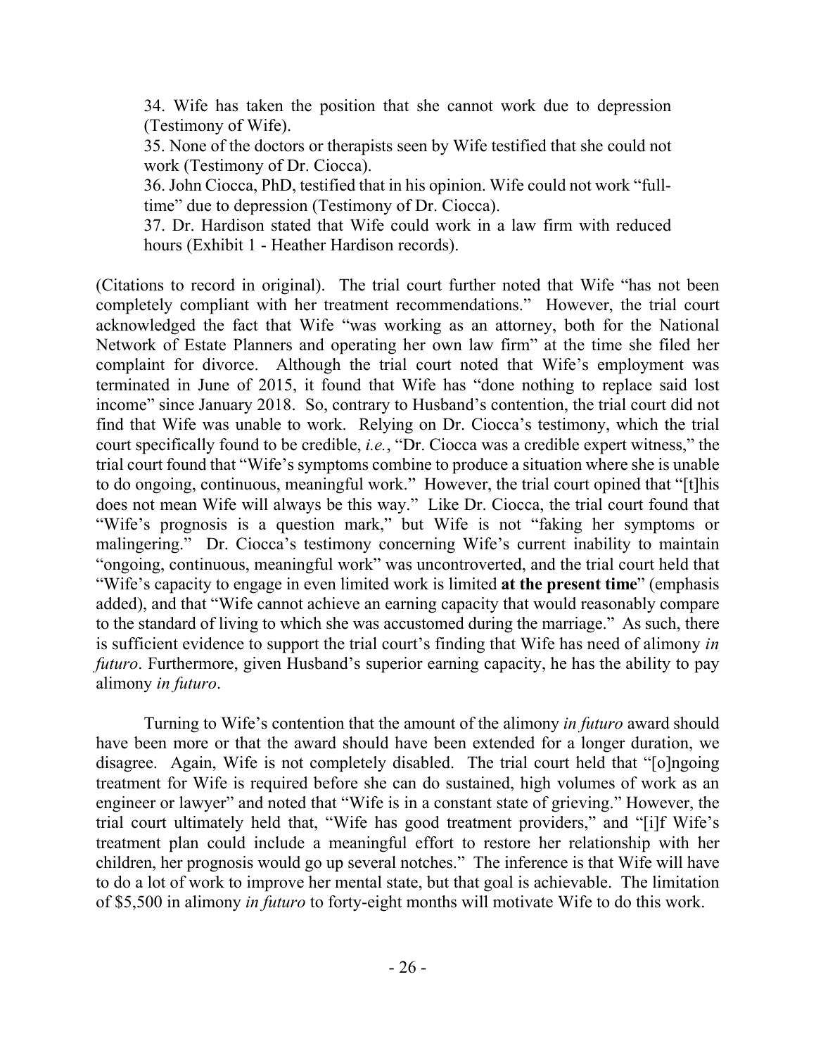> 34. Wife has taken the position that she cannot work due to depression (Testimony of Wife).
> 35. None of the doctors or therapists seen by Wife testified that she could not work (Testimony of Dr. Ciocca).
> 36. John Ciocca, PhD, testified that in his opinion. Wife could not work "full-time" due to depression (Testimony of Dr. Ciocca).
> 37. Dr. Hardison stated that Wife could work in a law firm with reduced hours (Exhibit 1 - Heather Hardison records).

(Citations to record in original). The trial court further noted that Wife "has not been completely compliant with her treatment recommendations." However, the trial court acknowledged the fact that Wife "was working as an attorney, both for the National Network of Estate Planners and operating her own law firm" at the time she filed her complaint for divorce. Although the trial court noted that Wife's employment was terminated in June of 2015, it found that Wife has "done nothing to replace said lost income" since January 2018. So, contrary to Husband's contention, the trial court did not find that Wife was unable to work. Relying on Dr. Ciocca's testimony, which the trial court specifically found to be credible, *i.e.*, "Dr. Ciocca was a credible expert witness," the trial court found that "Wife's symptoms combine to produce a situation where she is unable to do ongoing, continuous, meaningful work." However, the trial court opined that "[t]his does not mean Wife will always be this way." Like Dr. Ciocca, the trial court found that "Wife's prognosis is a question mark," but Wife is not "faking her symptoms or malingering." Dr. Ciocca's testimony concerning Wife's current inability to maintain "ongoing, continuous, meaningful work" was uncontroverted, and the trial court held that "Wife's capacity to engage in even limited work is limited **at the present time**" (emphasis added), and that "Wife cannot achieve an earning capacity that would reasonably compare to the standard of living to which she was accustomed during the marriage." As such, there is sufficient evidence to support the trial court's finding that Wife has need of alimony *in futuro*. Furthermore, given Husband's superior earning capacity, he has the ability to pay alimony *in futuro*.

Turning to Wife's contention that the amount of the alimony *in futuro* award should have been more or that the award should have been extended for a longer duration, we disagree. Again, Wife is not completely disabled. The trial court held that "[o]ngoing treatment for Wife is required before she can do sustained, high volumes of work as an engineer or lawyer" and noted that "Wife is in a constant state of grieving." However, the trial court ultimately held that, "Wife has good treatment providers," and "[i]f Wife's treatment plan could include a meaningful effort to restore her relationship with her children, her prognosis would go up several notches." The inference is that Wife will have to do a lot of work to improve her mental state, but that goal is achievable. The limitation of $5,500 in alimony *in futuro* to forty-eight months will motivate Wife to do this work.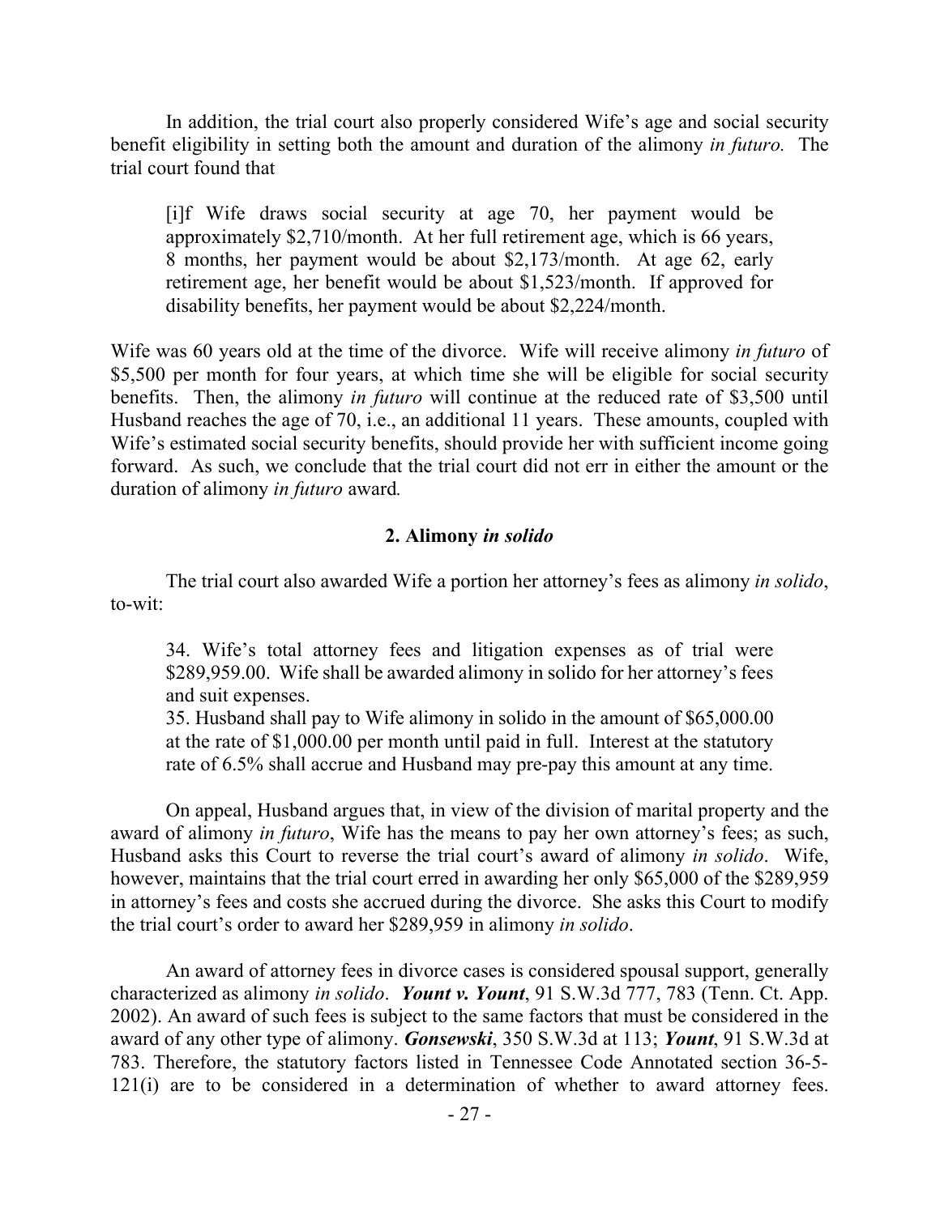In addition, the trial court also properly considered Wife's age and social security benefit eligibility in setting both the amount and duration of the alimony *in futuro.* The trial court found that

> [i]f Wife draws social security at age 70, her payment would be approximately $2,710/month. At her full retirement age, which is 66 years, 8 months, her payment would be about $2,173/month. At age 62, early retirement age, her benefit would be about $1,523/month. If approved for disability benefits, her payment would be about $2,224/month.

Wife was 60 years old at the time of the divorce. Wife will receive alimony *in futuro* of $5,500 per month for four years, at which time she will be eligible for social security benefits. Then, the alimony *in futuro* will continue at the reduced rate of $3,500 until Husband reaches the age of 70, i.e., an additional 11 years. These amounts, coupled with Wife's estimated social security benefits, should provide her with sufficient income going forward. As such, we conclude that the trial court did not err in either the amount or the duration of alimony *in futuro* award*.*

### 2. Alimony *in solido*

The trial court also awarded Wife a portion her attorney's fees as alimony *in solido*, to-wit:

> 34. Wife's total attorney fees and litigation expenses as of trial were $289,959.00. Wife shall be awarded alimony in solido for her attorney's fees and suit expenses.
> 35. Husband shall pay to Wife alimony in solido in the amount of $65,000.00 at the rate of $1,000.00 per month until paid in full. Interest at the statutory rate of 6.5% shall accrue and Husband may pre-pay this amount at any time.

On appeal, Husband argues that, in view of the division of marital property and the award of alimony *in futuro*, Wife has the means to pay her own attorney's fees; as such, Husband asks this Court to reverse the trial court's award of alimony *in solido*. Wife, however, maintains that the trial court erred in awarding her only $65,000 of the $289,959 in attorney's fees and costs she accrued during the divorce. She asks this Court to modify the trial court's order to award her $289,959 in alimony *in solido*.

An award of attorney fees in divorce cases is considered spousal support, generally characterized as alimony *in solido*. ***Yount v. Yount***, 91 S.W.3d 777, 783 (Tenn. Ct. App. 2002). An award of such fees is subject to the same factors that must be considered in the award of any other type of alimony. ***Gonsewski***, 350 S.W.3d at 113; ***Yount***, 91 S.W.3d at 783. Therefore, the statutory factors listed in Tennessee Code Annotated section 36-5-121(i) are to be considered in a determination of whether to award attorney fees.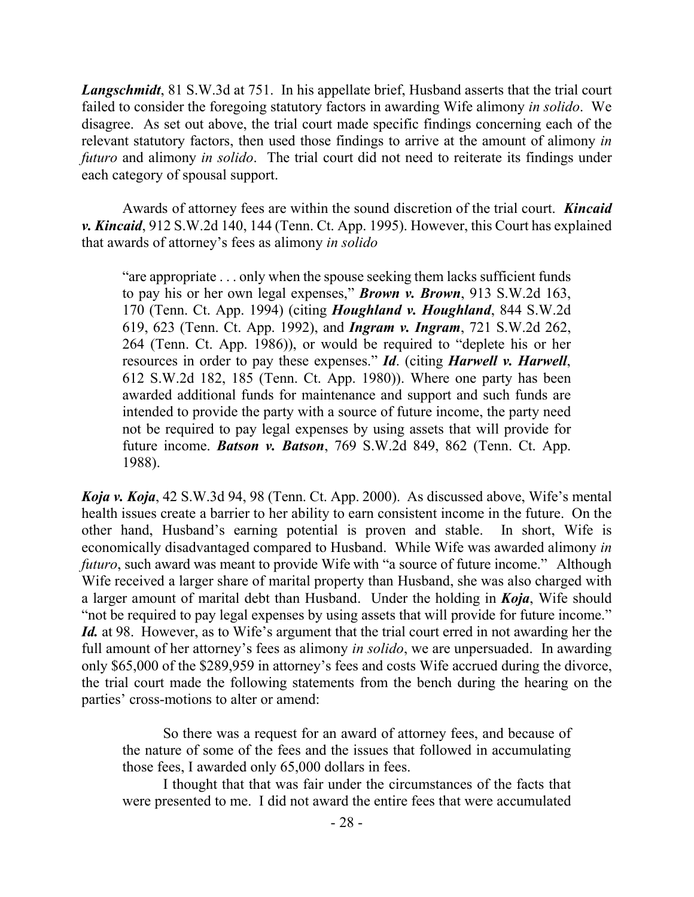***Langschmidt***, 81 S.W.3d at 751. In his appellate brief, Husband asserts that the trial court failed to consider the foregoing statutory factors in awarding Wife alimony *in solido*. We disagree. As set out above, the trial court made specific findings concerning each of the relevant statutory factors, then used those findings to arrive at the amount of alimony *in futuro* and alimony *in solido*. The trial court did not need to reiterate its findings under each category of spousal support.

Awards of attorney fees are within the sound discretion of the trial court. ***Kincaid v. Kincaid***, 912 S.W.2d 140, 144 (Tenn. Ct. App. 1995). However, this Court has explained that awards of attorney's fees as alimony *in solido*

> "are appropriate . . . only when the spouse seeking them lacks sufficient funds to pay his or her own legal expenses," ***Brown v. Brown***, 913 S.W.2d 163, 170 (Tenn. Ct. App. 1994) (citing ***Houghland v. Houghland***, 844 S.W.2d 619, 623 (Tenn. Ct. App. 1992), and ***Ingram v. Ingram***, 721 S.W.2d 262, 264 (Tenn. Ct. App. 1986)), or would be required to "deplete his or her resources in order to pay these expenses." ***Id***. (citing ***Harwell v. Harwell***, 612 S.W.2d 182, 185 (Tenn. Ct. App. 1980)). Where one party has been awarded additional funds for maintenance and support and such funds are intended to provide the party with a source of future income, the party need not be required to pay legal expenses by using assets that will provide for future income. ***Batson v. Batson***, 769 S.W.2d 849, 862 (Tenn. Ct. App. 1988).

***Koja v. Koja***, 42 S.W.3d 94, 98 (Tenn. Ct. App. 2000). As discussed above, Wife's mental health issues create a barrier to her ability to earn consistent income in the future. On the other hand, Husband's earning potential is proven and stable. In short, Wife is economically disadvantaged compared to Husband. While Wife was awarded alimony *in futuro*, such award was meant to provide Wife with "a source of future income." Although Wife received a larger share of marital property than Husband, she was also charged with a larger amount of marital debt than Husband. Under the holding in ***Koja***, Wife should "not be required to pay legal expenses by using assets that will provide for future income." ***Id.*** at 98. However, as to Wife's argument that the trial court erred in not awarding her the full amount of her attorney's fees as alimony *in solido*, we are unpersuaded. In awarding only $65,000 of the $289,959 in attorney's fees and costs Wife accrued during the divorce, the trial court made the following statements from the bench during the hearing on the parties' cross-motions to alter or amend:

> So there was a request for an award of attorney fees, and because of the nature of some of the fees and the issues that followed in accumulating those fees, I awarded only 65,000 dollars in fees.
>
> I thought that that was fair under the circumstances of the facts that were presented to me. I did not award the entire fees that were accumulated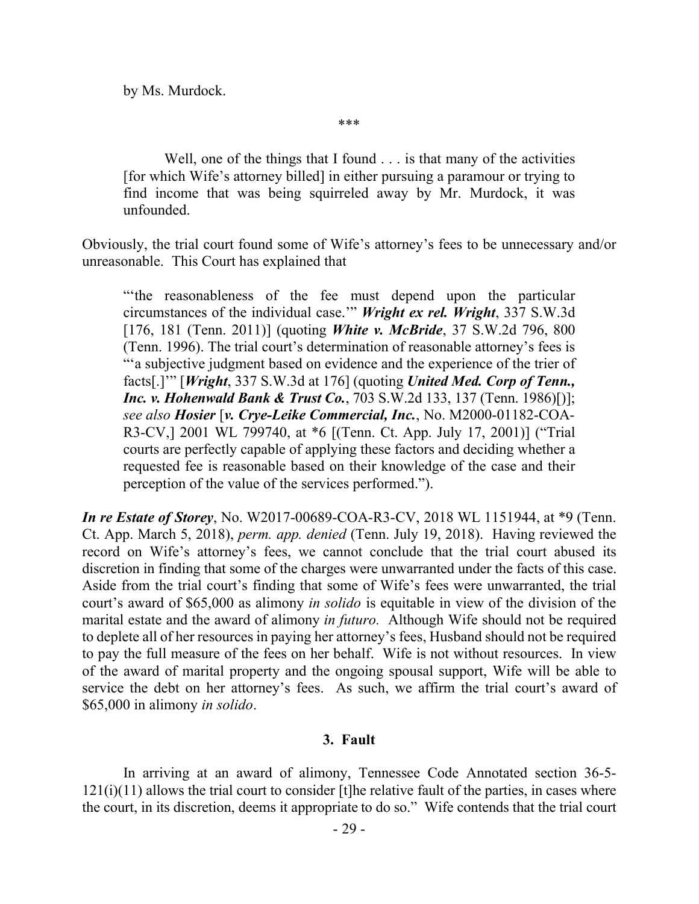by Ms. Murdock.

\*\*\*

> Well, one of the things that I found . . . is that many of the activities [for which Wife's attorney billed] in either pursuing a paramour or trying to find income that was being squirreled away by Mr. Murdock, it was unfounded.

Obviously, the trial court found some of Wife's attorney's fees to be unnecessary and/or unreasonable. This Court has explained that

> "'the reasonableness of the fee must depend upon the particular circumstances of the individual case.'" ***Wright ex rel. Wright***, 337 S.W.3d [176, 181 (Tenn. 2011)] (quoting ***White v. McBride***, 37 S.W.2d 796, 800 (Tenn. 1996). The trial court's determination of reasonable attorney's fees is "'a subjective judgment based on evidence and the experience of the trier of facts[.]'" [***Wright***, 337 S.W.3d at 176] (quoting ***United Med. Corp of Tenn., Inc. v. Hohenwald Bank & Trust Co.***, 703 S.W.2d 133, 137 (Tenn. 1986)[)]; *see also* ***Hosier*** [***v. Crye-Leike Commercial, Inc.***, No. M2000-01182-COA-R3-CV,] 2001 WL 799740, at \*6 [(Tenn. Ct. App. July 17, 2001)] ("Trial courts are perfectly capable of applying these factors and deciding whether a requested fee is reasonable based on their knowledge of the case and their perception of the value of the services performed.").

***In re Estate of Storey***, No. W2017-00689-COA-R3-CV, 2018 WL 1151944, at \*9 (Tenn. Ct. App. March 5, 2018), *perm. app. denied* (Tenn. July 19, 2018). Having reviewed the record on Wife's attorney's fees, we cannot conclude that the trial court abused its discretion in finding that some of the charges were unwarranted under the facts of this case. Aside from the trial court's finding that some of Wife's fees were unwarranted, the trial court's award of $65,000 as alimony *in solido* is equitable in view of the division of the marital estate and the award of alimony *in futuro.* Although Wife should not be required to deplete all of her resources in paying her attorney's fees, Husband should not be required to pay the full measure of the fees on her behalf. Wife is not without resources. In view of the award of marital property and the ongoing spousal support, Wife will be able to service the debt on her attorney's fees. As such, we affirm the trial court's award of $65,000 in alimony *in solido*.

### 3. Fault

In arriving at an award of alimony, Tennessee Code Annotated section 36-5-121(i)(11) allows the trial court to consider [t]he relative fault of the parties, in cases where the court, in its discretion, deems it appropriate to do so." Wife contends that the trial court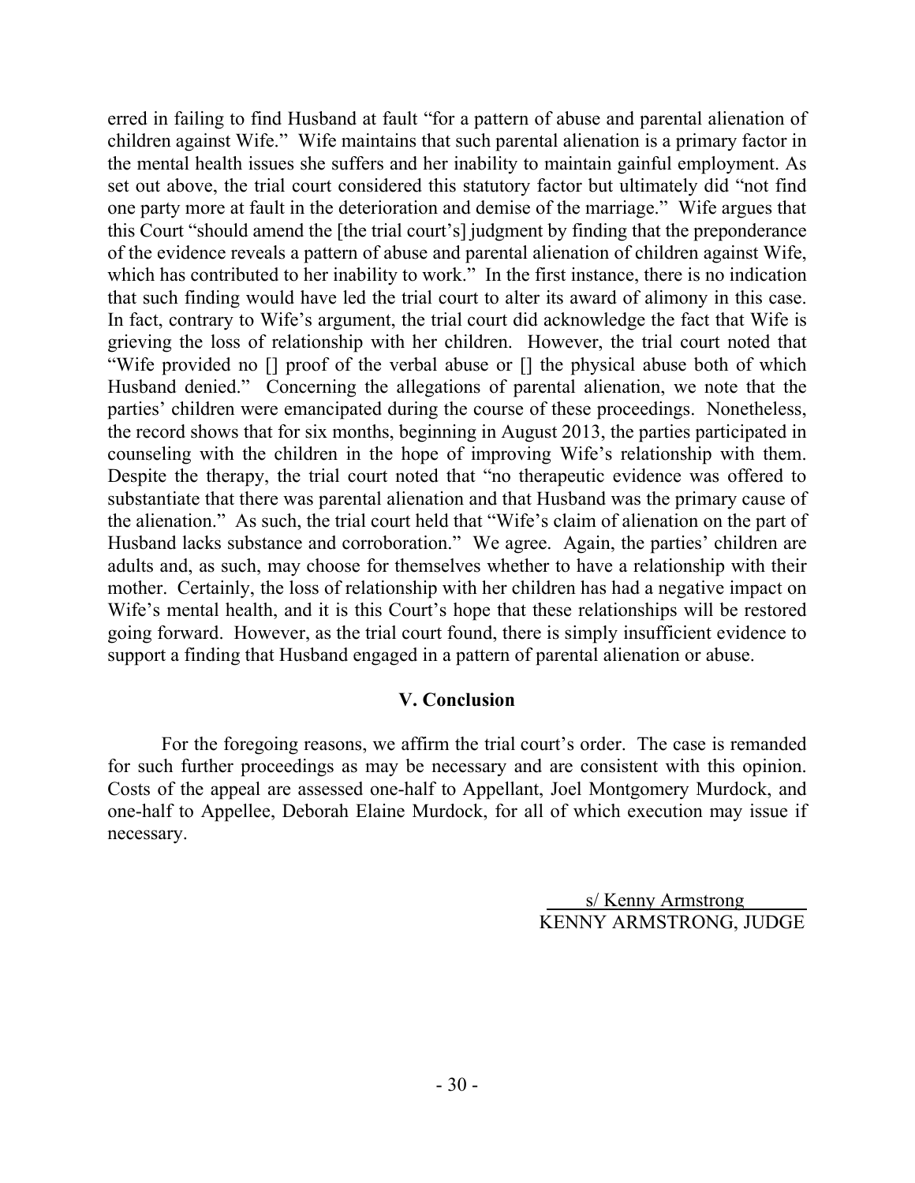erred in failing to find Husband at fault "for a pattern of abuse and parental alienation of children against Wife." Wife maintains that such parental alienation is a primary factor in the mental health issues she suffers and her inability to maintain gainful employment. As set out above, the trial court considered this statutory factor but ultimately did "not find one party more at fault in the deterioration and demise of the marriage." Wife argues that this Court "should amend the [the trial court's] judgment by finding that the preponderance of the evidence reveals a pattern of abuse and parental alienation of children against Wife, which has contributed to her inability to work." In the first instance, there is no indication that such finding would have led the trial court to alter its award of alimony in this case. In fact, contrary to Wife's argument, the trial court did acknowledge the fact that Wife is grieving the loss of relationship with her children. However, the trial court noted that "Wife provided no [] proof of the verbal abuse or [] the physical abuse both of which Husband denied." Concerning the allegations of parental alienation, we note that the parties' children were emancipated during the course of these proceedings. Nonetheless, the record shows that for six months, beginning in August 2013, the parties participated in counseling with the children in the hope of improving Wife's relationship with them. Despite the therapy, the trial court noted that "no therapeutic evidence was offered to substantiate that there was parental alienation and that Husband was the primary cause of the alienation." As such, the trial court held that "Wife's claim of alienation on the part of Husband lacks substance and corroboration." We agree. Again, the parties' children are adults and, as such, may choose for themselves whether to have a relationship with their mother. Certainly, the loss of relationship with her children has had a negative impact on Wife's mental health, and it is this Court's hope that these relationships will be restored going forward. However, as the trial court found, there is simply insufficient evidence to support a finding that Husband engaged in a pattern of parental alienation or abuse.

## V. Conclusion

For the foregoing reasons, we affirm the trial court's order. The case is remanded for such further proceedings as may be necessary and are consistent with this opinion. Costs of the appeal are assessed one-half to Appellant, Joel Montgomery Murdock, and one-half to Appellee, Deborah Elaine Murdock, for all of which execution may issue if necessary.

s/ Kenny Armstrong
KENNY ARMSTRONG, JUDGE